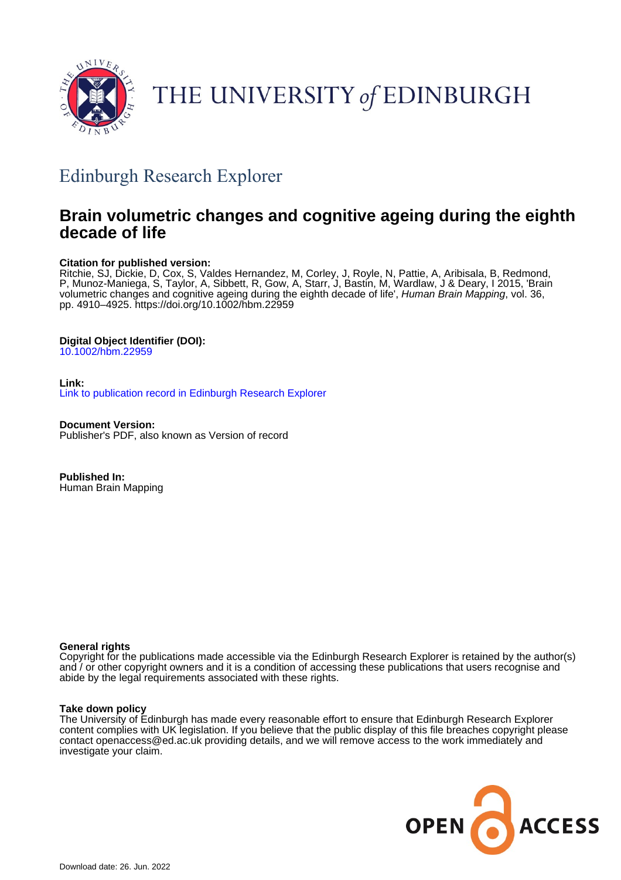THE UNIVERSITY of EDINBURGH

## Edinburgh Research Explorer

# Brain volumetric changes and cognitive ageing during the eighth decade of life

**Citation for published version:**
Ritchie, SJ, Dickie, D, Cox, S, Valdes Hernandez, M, Corley, J, Royle, N, Pattie, A, Aribisala, B, Redmond, P, Munoz-Maniega, S, Taylor, A, Sibbett, R, Gow, A, Starr, J, Bastin, M, Wardlaw, J & Deary, I 2015, 'Brain volumetric changes and cognitive ageing during the eighth decade of life', *Human Brain Mapping*, vol. 36, pp. 4910–4925. https://doi.org/10.1002/hbm.22959

**Digital Object Identifier (DOI):**
10.1002/hbm.22959

**Link:**
Link to publication record in Edinburgh Research Explorer

**Document Version:**
Publisher's PDF, also known as Version of record

**Published In:**
Human Brain Mapping

**General rights**
Copyright for the publications made accessible via the Edinburgh Research Explorer is retained by the author(s) and / or other copyright owners and it is a condition of accessing these publications that users recognise and abide by the legal requirements associated with these rights.

**Take down policy**
The University of Edinburgh has made every reasonable effort to ensure that Edinburgh Research Explorer content complies with UK legislation. If you believe that the public display of this file breaches copyright please contact openaccess@ed.ac.uk providing details, and we will remove access to the work immediately and investigate your claim.

OPEN ACCESS

Download date: 26. Jun. 2022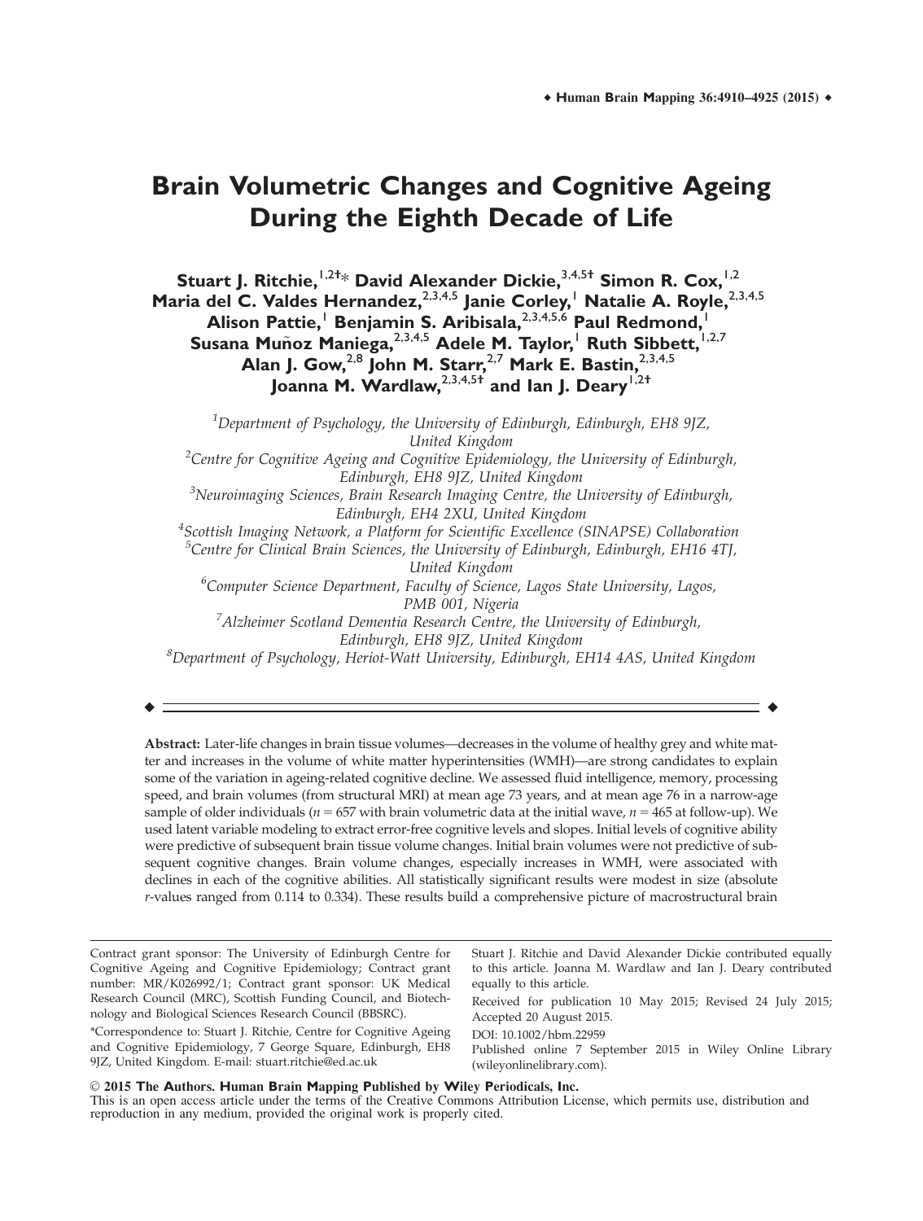# Brain Volumetric Changes and Cognitive Ageing During the Eighth Decade of Life

**Stuart J. Ritchie,[1,2†]* David Alexander Dickie,[3,4,5†] Simon R. Cox,[1,2] Maria del C. Valdes Hernandez,[2,3,4,5] Janie Corley,[1] Natalie A. Royle,[2,3,4,5] Alison Pattie,[1] Benjamin S. Aribisala,[2,3,4,5,6] Paul Redmond,[1] Susana Muñoz Maniega,[2,3,4,5] Adele M. Taylor,[1] Ruth Sibbett,[1,2,7] Alan J. Gow,[2,8] John M. Starr,[2,7] Mark E. Bastin,[2,3,4,5] Joanna M. Wardlaw,[2,3,4,5†] and Ian J. Deary[1,2†]**

[1] *Department of Psychology, the University of Edinburgh, Edinburgh, EH8 9JZ, United Kingdom*

[2] *Centre for Cognitive Ageing and Cognitive Epidemiology, the University of Edinburgh, Edinburgh, EH8 9JZ, United Kingdom*

[3] *Neuroimaging Sciences, Brain Research Imaging Centre, the University of Edinburgh, Edinburgh, EH4 2XU, United Kingdom*

[4] *Scottish Imaging Network, a Platform for Scientific Excellence (SINAPSE) Collaboration*

[5] *Centre for Clinical Brain Sciences, the University of Edinburgh, Edinburgh, EH16 4TJ, United Kingdom*

[6] *Computer Science Department, Faculty of Science, Lagos State University, Lagos, PMB 001, Nigeria*

[7] *Alzheimer Scotland Dementia Research Centre, the University of Edinburgh, Edinburgh, EH8 9JZ, United Kingdom*

[8] *Department of Psychology, Heriot-Watt University, Edinburgh, EH14 4AS, United Kingdom*

---

**Abstract:** Later-life changes in brain tissue volumes—decreases in the volume of healthy grey and white matter and increases in the volume of white matter hyperintensities (WMH)—are strong candidates to explain some of the variation in ageing-related cognitive decline. We assessed fluid intelligence, memory, processing speed, and brain volumes (from structural MRI) at mean age 73 years, and at mean age 76 in a narrow-age sample of older individuals ($n = 657$ with brain volumetric data at the initial wave, $n = 465$ at follow-up). We used latent variable modeling to extract error-free cognitive levels and slopes. Initial levels of cognitive ability were predictive of subsequent brain tissue volume changes. Initial brain volumes were not predictive of subsequent cognitive changes. Brain volume changes, especially increases in WMH, were associated with declines in each of the cognitive abilities. All statistically significant results were modest in size (absolute $r$-values ranged from 0.114 to 0.334). These results build a comprehensive picture of macrostructural brain

---

Contract grant sponsor: The University of Edinburgh Centre for Cognitive Ageing and Cognitive Epidemiology; Contract grant number: MR/K026992/1; Contract grant sponsor: UK Medical Research Council (MRC), Scottish Funding Council, and Biotechnology and Biological Sciences Research Council (BBSRC).

*Correspondence to: Stuart J. Ritchie, Centre for Cognitive Ageing and Cognitive Epidemiology, 7 George Square, Edinburgh, EH8 9JZ, United Kingdom. E-mail: stuart.ritchie@ed.ac.uk

Stuart J. Ritchie and David Alexander Dickie contributed equally to this article. Joanna M. Wardlaw and Ian J. Deary contributed equally to this article.

Received for publication 10 May 2015; Revised 24 July 2015; Accepted 20 August 2015.

DOI: 10.1002/hbm.22959

Published online 7 September 2015 in Wiley Online Library (wileyonlinelibrary.com).

© 2015 The Authors. Human Brain Mapping Published by Wiley Periodicals, Inc.
This is an open access article under the terms of the Creative Commons Attribution License, which permits use, distribution and reproduction in any medium, provided the original work is properly cited.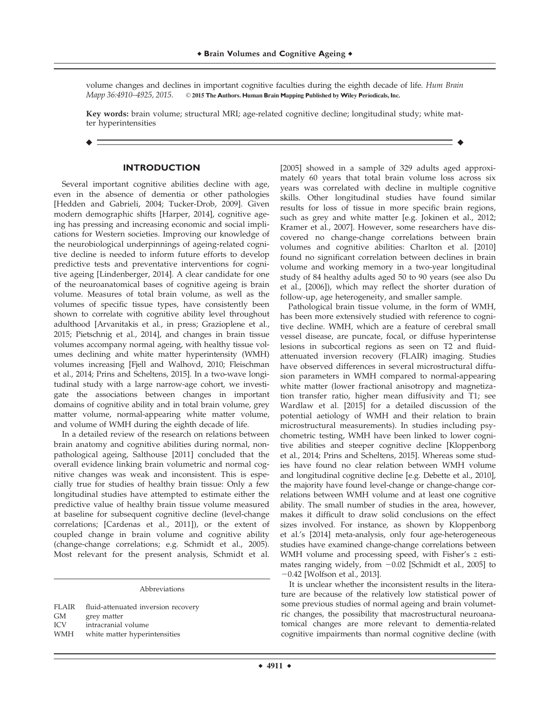volume changes and declines in important cognitive faculties during the eighth decade of life. *Hum Brain Mapp 36:4910–4925, 2015.* © **2015 The Authors. Human Brain Mapping Published by Wiley Periodicals, Inc.**

**Key words:** brain volume; structural MRI; age-related cognitive decline; longitudinal study; white matter hyperintensities

## INTRODUCTION

Several important cognitive abilities decline with age, even in the absence of dementia or other pathologies [Hedden and Gabrieli, 2004; Tucker-Drob, 2009]. Given modern demographic shifts [Harper, 2014], cognitive ageing has pressing and increasing economic and social implications for Western societies. Improving our knowledge of the neurobiological underpinnings of ageing-related cognitive decline is needed to inform future efforts to develop predictive tests and preventative interventions for cognitive ageing [Lindenberger, 2014]. A clear candidate for one of the neuroanatomical bases of cognitive ageing is brain volume. Measures of total brain volume, as well as the volumes of specific tissue types, have consistently been shown to correlate with cognitive ability level throughout adulthood [Arvanitakis et al., in press; Grazioplene et al., 2015; Pietschnig et al., 2014], and changes in brain tissue volumes accompany normal ageing, with healthy tissue volumes declining and white matter hyperintensity (WMH) volumes increasing [Fjell and Walhovd, 2010; Fleischman et al., 2014; Prins and Scheltens, 2015]. In a two-wave longitudinal study with a large narrow-age cohort, we investigate the associations between changes in important domains of cognitive ability and in total brain volume, grey matter volume, normal-appearing white matter volume, and volume of WMH during the eighth decade of life.

In a detailed review of the research on relations between brain anatomy and cognitive abilities during normal, nonpathological ageing, Salthouse [2011] concluded that the overall evidence linking brain volumetric and normal cognitive changes was weak and inconsistent. This is especially true for studies of healthy brain tissue: Only a few longitudinal studies have attempted to estimate either the predictive value of healthy brain tissue volume measured at baseline for subsequent cognitive decline (level-change correlations; [Cardenas et al., 2011]), or the extent of coupled change in brain volume and cognitive ability (change-change correlations; e.g. Schmidt et al., 2005). Most relevant for the present analysis, Schmidt et al. [2005] showed in a sample of 329 adults aged approximately 60 years that total brain volume loss across six years was correlated with decline in multiple cognitive skills. Other longitudinal studies have found similar results for loss of tissue in more specific brain regions, such as grey and white matter [e.g. Jokinen et al., 2012; Kramer et al., 2007]. However, some researchers have discovered no change-change correlations between brain volumes and cognitive abilities: Charlton et al. [2010] found no significant correlation between declines in brain volume and working memory in a two-year longitudinal study of 84 healthy adults aged 50 to 90 years (see also Du et al., [2006]), which may reflect the shorter duration of follow-up, age heterogeneity, and smaller sample.

Pathological brain tissue volume, in the form of WMH, has been more extensively studied with reference to cognitive decline. WMH, which are a feature of cerebral small vessel disease, are puncate, focal, or diffuse hyperintense lesions in subcortical regions as seen on T2 and fluid-attenuated inversion recovery (FLAIR) imaging. Studies have observed differences in several microstructural diffusion parameters in WMH compared to normal-appearing white matter (lower fractional anisotropy and magnetization transfer ratio, higher mean diffusivity and T1; see Wardlaw et al. [2015] for a detailed discussion of the potential aetiology of WMH and their relation to brain microstructural measurements). In studies including psychometric testing, WMH have been linked to lower cognitive abilities and steeper cognitive decline [Kloppenborg et al., 2014; Prins and Scheltens, 2015]. Whereas some studies have found no clear relation between WMH volume and longitudinal cognitive decline [e.g. Debette et al., 2010], the majority have found level-change or change-change correlations between WMH volume and at least one cognitive ability. The small number of studies in the area, however, makes it difficult to draw solid conclusions on the effect sizes involved. For instance, as shown by Kloppenborg et al.'s [2014] meta-analysis, only four age-heterogeneous studies have examined change-change correlations between WMH volume and processing speed, with Fisher's $z$ estimates ranging widely, from $-0.02$ [Schmidt et al., 2005] to $-0.42$ [Wolfson et al., 2013].

It is unclear whether the inconsistent results in the literature are because of the relatively low statistical power of some previous studies of normal ageing and brain volumetric changes, the possibility that macrostructural neuroanatomical changes are more relevant to dementia-related cognitive impairments than normal cognitive decline (with

Abbreviations

| | |
|---|---|
| FLAIR | fluid-attenuated inversion recovery |
| GM | grey matter |
| ICV | intracranial volume |
| WMH | white matter hyperintensities |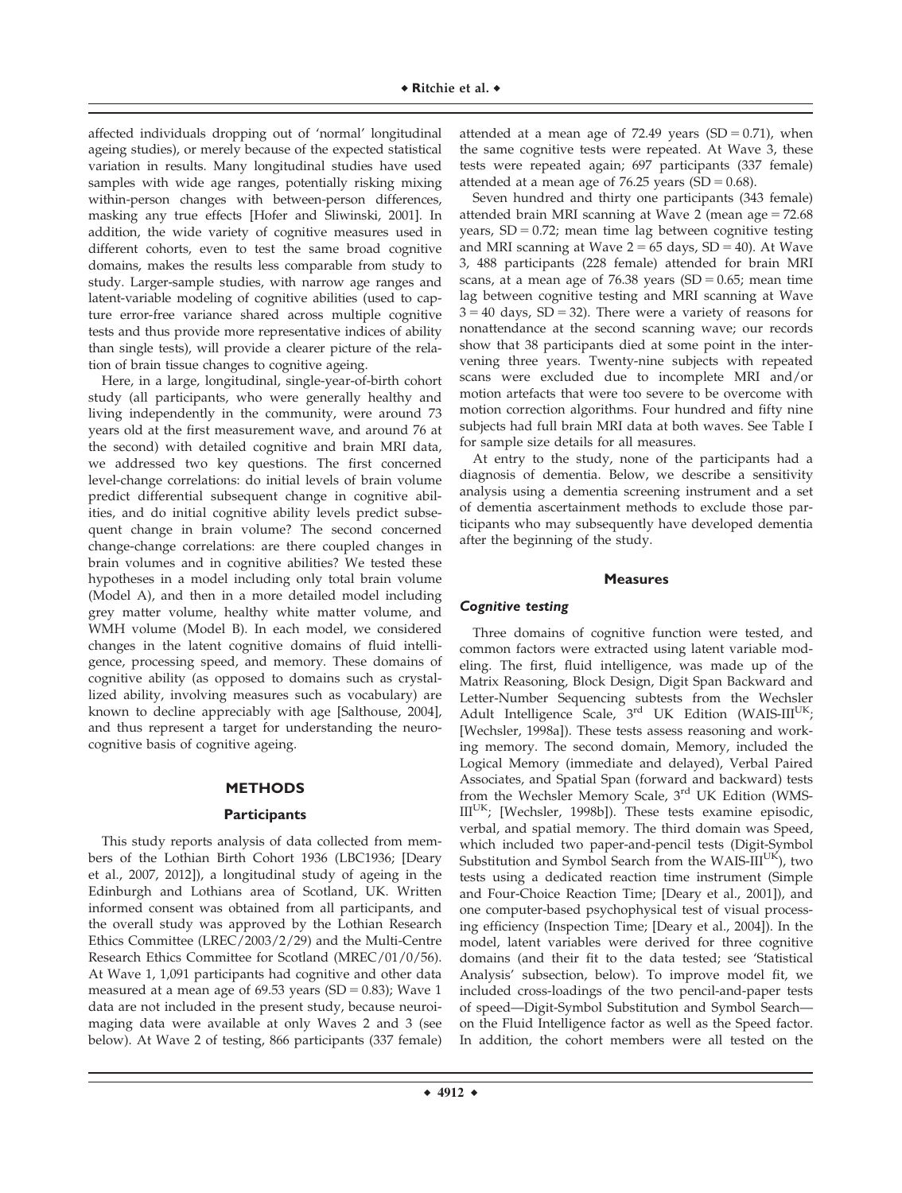affected individuals dropping out of 'normal' longitudinal ageing studies), or merely because of the expected statistical variation in results. Many longitudinal studies have used samples with wide age ranges, potentially risking mixing within-person changes with between-person differences, masking any true effects [Hofer and Sliwinski, 2001]. In addition, the wide variety of cognitive measures used in different cohorts, even to test the same broad cognitive domains, makes the results less comparable from study to study. Larger-sample studies, with narrow age ranges and latent-variable modeling of cognitive abilities (used to capture error-free variance shared across multiple cognitive tests and thus provide more representative indices of ability than single tests), will provide a clearer picture of the relation of brain tissue changes to cognitive ageing.

Here, in a large, longitudinal, single-year-of-birth cohort study (all participants, who were generally healthy and living independently in the community, were around 73 years old at the first measurement wave, and around 76 at the second) with detailed cognitive and brain MRI data, we addressed two key questions. The first concerned level-change correlations: do initial levels of brain volume predict differential subsequent change in cognitive abilities, and do initial cognitive ability levels predict subsequent change in brain volume? The second concerned change-change correlations: are there coupled changes in brain volumes and in cognitive abilities? We tested these hypotheses in a model including only total brain volume (Model A), and then in a more detailed model including grey matter volume, healthy white matter volume, and WMH volume (Model B). In each model, we considered changes in the latent cognitive domains of fluid intelligence, processing speed, and memory. These domains of cognitive ability (as opposed to domains such as crystallized ability, involving measures such as vocabulary) are known to decline appreciably with age [Salthouse, 2004], and thus represent a target for understanding the neurocognitive basis of cognitive ageing.

## METHODS

### Participants

This study reports analysis of data collected from members of the Lothian Birth Cohort 1936 (LBC1936; [Deary et al., 2007, 2012]), a longitudinal study of ageing in the Edinburgh and Lothians area of Scotland, UK. Written informed consent was obtained from all participants, and the overall study was approved by the Lothian Research Ethics Committee (LREC/2003/2/29) and the Multi-Centre Research Ethics Committee for Scotland (MREC/01/0/56). At Wave 1, 1,091 participants had cognitive and other data measured at a mean age of 69.53 years (SD = 0.83); Wave 1 data are not included in the present study, because neuroimaging data were available at only Waves 2 and 3 (see below). At Wave 2 of testing, 866 participants (337 female) attended at a mean age of 72.49 years (SD = 0.71), when the same cognitive tests were repeated. At Wave 3, these tests were repeated again; 697 participants (337 female) attended at a mean age of 76.25 years (SD = 0.68).

Seven hundred and thirty one participants (343 female) attended brain MRI scanning at Wave 2 (mean age = 72.68 years, SD = 0.72; mean time lag between cognitive testing and MRI scanning at Wave 2 = 65 days, SD = 40). At Wave 3, 488 participants (228 female) attended for brain MRI scans, at a mean age of 76.38 years (SD = 0.65; mean time lag between cognitive testing and MRI scanning at Wave 3 = 40 days, SD = 32). There were a variety of reasons for nonattendance at the second scanning wave; our records show that 38 participants died at some point in the intervening three years. Twenty-nine subjects with repeated scans were excluded due to incomplete MRI and/or motion artefacts that were too severe to be overcome with motion correction algorithms. Four hundred and fifty nine subjects had full brain MRI data at both waves. See Table I for sample size details for all measures.

At entry to the study, none of the participants had a diagnosis of dementia. Below, we describe a sensitivity analysis using a dementia screening instrument and a set of dementia ascertainment methods to exclude those participants who may subsequently have developed dementia after the beginning of the study.

### Measures

#### *Cognitive testing*

Three domains of cognitive function were tested, and common factors were extracted using latent variable modeling. The first, fluid intelligence, was made up of the Matrix Reasoning, Block Design, Digit Span Backward and Letter-Number Sequencing subtests from the Wechsler Adult Intelligence Scale, 3rd UK Edition (WAIS-III$^{UK}$; [Wechsler, 1998a]). These tests assess reasoning and working memory. The second domain, Memory, included the Logical Memory (immediate and delayed), Verbal Paired Associates, and Spatial Span (forward and backward) tests from the Wechsler Memory Scale, 3rd UK Edition (WMS-III$^{UK}$; [Wechsler, 1998b]). These tests examine episodic, verbal, and spatial memory. The third domain was Speed, which included two paper-and-pencil tests (Digit-Symbol Substitution and Symbol Search from the WAIS-III$^{UK}$), two tests using a dedicated reaction time instrument (Simple and Four-Choice Reaction Time; [Deary et al., 2001]), and one computer-based psychophysical test of visual processing efficiency (Inspection Time; [Deary et al., 2004]). In the model, latent variables were derived for three cognitive domains (and their fit to the data tested; see 'Statistical Analysis' subsection, below). To improve model fit, we included cross-loadings of the two pencil-and-paper tests of speed—Digit-Symbol Substitution and Symbol Search—on the Fluid Intelligence factor as well as the Speed factor. In addition, the cohort members were all tested on the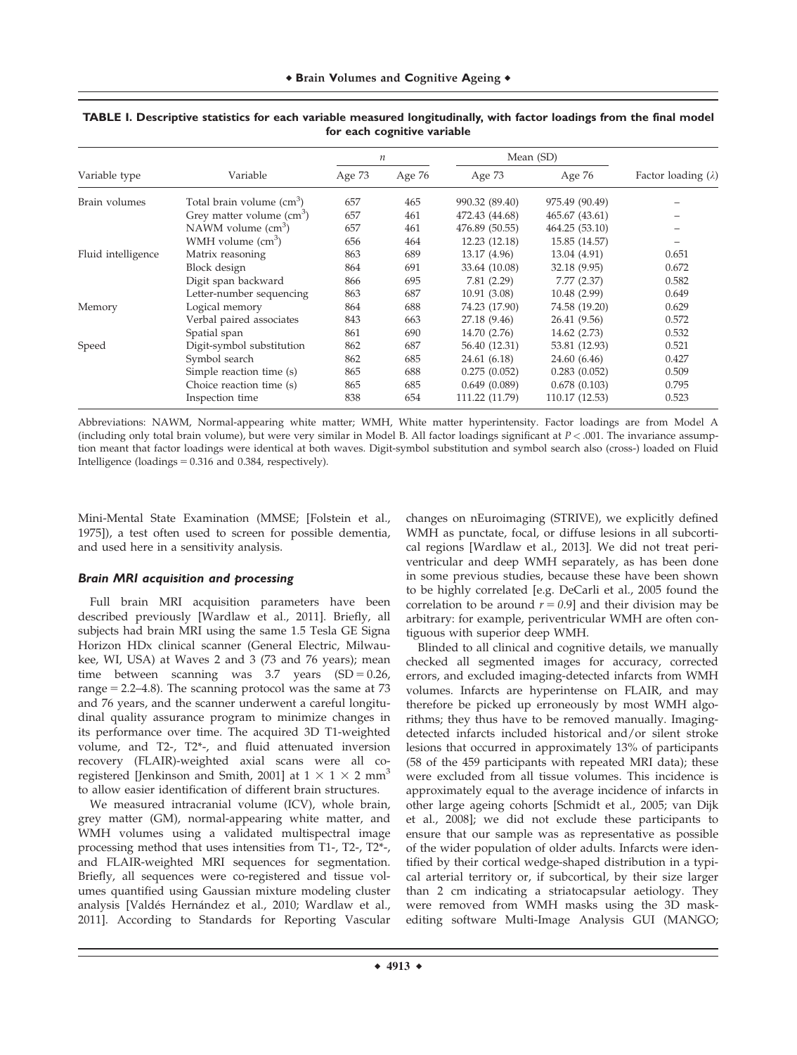**TABLE I. Descriptive statistics for each variable measured longitudinally, with factor loadings from the final model for each cognitive variable**

| Variable type | Variable | $n$ | | Mean (SD) | | Factor loading ($\lambda$) |
|---|---|---|---|---|---|---|
| | | Age 73 | Age 76 | Age 73 | Age 76 | |
| Brain volumes | Total brain volume (cm$^3$) | 657 | 465 | 990.32 (89.40) | 975.49 (90.49) | – |
| | Grey matter volume (cm$^3$) | 657 | 461 | 472.43 (44.68) | 465.67 (43.61) | – |
| | NAWM volume (cm$^3$) | 657 | 461 | 476.89 (50.55) | 464.25 (53.10) | – |
| | WMH volume (cm$^3$) | 656 | 464 | 12.23 (12.18) | 15.85 (14.57) | – |
| Fluid intelligence | Matrix reasoning | 863 | 689 | 13.17 (4.96) | 13.04 (4.91) | 0.651 |
| | Block design | 864 | 691 | 33.64 (10.08) | 32.18 (9.95) | 0.672 |
| | Digit span backward | 866 | 695 | 7.81 (2.29) | 7.77 (2.37) | 0.582 |
| | Letter-number sequencing | 863 | 687 | 10.91 (3.08) | 10.48 (2.99) | 0.649 |
| Memory | Logical memory | 864 | 688 | 74.23 (17.90) | 74.58 (19.20) | 0.629 |
| | Verbal paired associates | 843 | 663 | 27.18 (9.46) | 26.41 (9.56) | 0.572 |
| | Spatial span | 861 | 690 | 14.70 (2.76) | 14.62 (2.73) | 0.532 |
| Speed | Digit-symbol substitution | 862 | 687 | 56.40 (12.31) | 53.81 (12.93) | 0.521 |
| | Symbol search | 862 | 685 | 24.61 (6.18) | 24.60 (6.46) | 0.427 |
| | Simple reaction time (s) | 865 | 688 | 0.275 (0.052) | 0.283 (0.052) | 0.509 |
| | Choice reaction time (s) | 865 | 685 | 0.649 (0.089) | 0.678 (0.103) | 0.795 |
| | Inspection time | 838 | 654 | 111.22 (11.79) | 110.17 (12.53) | 0.523 |

Abbreviations: NAWM, Normal-appearing white matter; WMH, White matter hyperintensity. Factor loadings are from Model A (including only total brain volume), but were very similar in Model B. All factor loadings significant at $P < .001$. The invariance assumption meant that factor loadings were identical at both waves. Digit-symbol substitution and symbol search also (cross-) loaded on Fluid Intelligence (loadings = 0.316 and 0.384, respectively).

Mini-Mental State Examination (MMSE; [Folstein et al., 1975]), a test often used to screen for possible dementia, and used here in a sensitivity analysis.

### *Brain MRI acquisition and processing*

Full brain MRI acquisition parameters have been described previously [Wardlaw et al., 2011]. Briefly, all subjects had brain MRI using the same 1.5 Tesla GE Signa Horizon HDx clinical scanner (General Electric, Milwaukee, WI, USA) at Waves 2 and 3 (73 and 76 years); mean time between scanning was 3.7 years (SD = 0.26, range = 2.2–4.8). The scanning protocol was the same at 73 and 76 years, and the scanner underwent a careful longitudinal quality assurance program to minimize changes in its performance over time. The acquired 3D T1-weighted volume, and T2-, T2*-, and fluid attenuated inversion recovery (FLAIR)-weighted axial scans were all co-registered [Jenkinson and Smith, 2001] at $1 \times 1 \times 2$ mm$^3$ to allow easier identification of different brain structures.

We measured intracranial volume (ICV), whole brain, grey matter (GM), normal-appearing white matter, and WMH volumes using a validated multispectral image processing method that uses intensities from T1-, T2-, T2*-, and FLAIR-weighted MRI sequences for segmentation. Briefly, all sequences were co-registered and tissue volumes quantified using Gaussian mixture modeling cluster analysis [Valdés Hernández et al., 2010; Wardlaw et al., 2011]. According to Standards for Reporting Vascular changes on nEuroimaging (STRIVE), we explicitly defined WMH as punctate, focal, or diffuse lesions in all subcortical regions [Wardlaw et al., 2013]. We did not treat periventricular and deep WMH separately, as has been done in some previous studies, because these have been shown to be highly correlated [e.g. DeCarli et al., 2005 found the correlation to be around $r = 0.9$] and their division may be arbitrary: for example, periventricular WMH are often contiguous with superior deep WMH.

Blinded to all clinical and cognitive details, we manually checked all segmented images for accuracy, corrected errors, and excluded imaging-detected infarcts from WMH volumes. Infarcts are hyperintense on FLAIR, and may therefore be picked up erroneously by most WMH algorithms; they thus have to be removed manually. Imaging-detected infarcts included historical and/or silent stroke lesions that occurred in approximately 13% of participants (58 of the 459 participants with repeated MRI data); these were excluded from all tissue volumes. This incidence is approximately equal to the average incidence of infarcts in other large ageing cohorts [Schmidt et al., 2005; van Dijk et al., 2008]; we did not exclude these participants to ensure that our sample was as representative as possible of the wider population of older adults. Infarcts were identified by their cortical wedge-shaped distribution in a typical arterial territory or, if subcortical, by their size larger than 2 cm indicating a striatocapsular aetiology. They were removed from WMH masks using the 3D mask-editing software Multi-Image Analysis GUI (MANGO;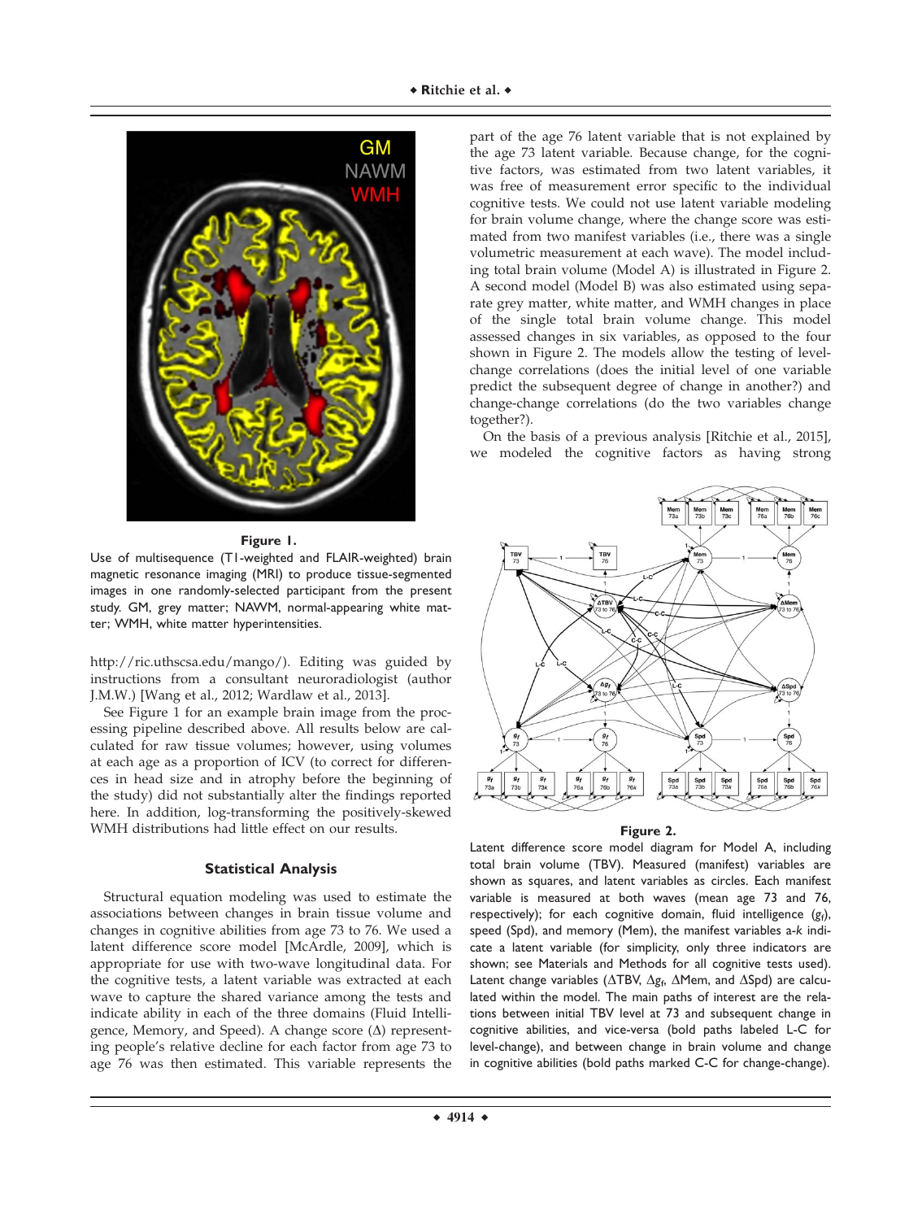**Figure 1.**

Use of multisequence (T1-weighted and FLAIR-weighted) brain magnetic resonance imaging (MRI) to produce tissue-segmented images in one randomly-selected participant from the present study. GM, grey matter; NAWM, normal-appearing white matter; WMH, white matter hyperintensities.

http://ric.uthscsa.edu/mango/). Editing was guided by instructions from a consultant neuroradiologist (author J.M.W.) [Wang et al., 2012; Wardlaw et al., 2013].

See Figure 1 for an example brain image from the processing pipeline described above. All results below are calculated for raw tissue volumes; however, using volumes at each age as a proportion of ICV (to correct for differences in head size and in atrophy before the beginning of the study) did not substantially alter the findings reported here. In addition, log-transforming the positively-skewed WMH distributions had little effect on our results.

### Statistical Analysis

Structural equation modeling was used to estimate the associations between changes in brain tissue volume and changes in cognitive abilities from age 73 to 76. We used a latent difference score model [McArdle, 2009], which is appropriate for use with two-wave longitudinal data. For the cognitive tests, a latent variable was extracted at each wave to capture the shared variance among the tests and indicate ability in each of the three domains (Fluid Intelligence, Memory, and Speed). A change score (Δ) representing people's relative decline for each factor from age 73 to age 76 was then estimated. This variable represents the part of the age 76 latent variable that is not explained by the age 73 latent variable. Because change, for the cognitive factors, was estimated from two latent variables, it was free of measurement error specific to the individual cognitive tests. We could not use latent variable modeling for brain volume change, where the change score was estimated from two manifest variables (i.e., there was a single volumetric measurement at each wave). The model including total brain volume (Model A) is illustrated in Figure 2. A second model (Model B) was also estimated using separate grey matter, white matter, and WMH changes in place of the single total brain volume change. This model assessed changes in six variables, as opposed to the four shown in Figure 2. The models allow the testing of level-change correlations (does the initial level of one variable predict the subsequent degree of change in another?) and change-change correlations (do the two variables change together?).

On the basis of a previous analysis [Ritchie et al., 2015], we modeled the cognitive factors as having strong

**Figure 2.**

Latent difference score model diagram for Model A, including total brain volume (TBV). Measured (manifest) variables are shown as squares, and latent variables as circles. Each manifest variable is measured at both waves (mean age 73 and 76, respectively); for each cognitive domain, fluid intelligence ($g_f$), speed (Spd), and memory (Mem), the manifest variables a-*k* indicate a latent variable (for simplicity, only three indicators are shown; see Materials and Methods for all cognitive tests used). Latent change variables (ΔTBV, $\Delta g_f$, ΔMem, and ΔSpd) are calculated within the model. The main paths of interest are the relations between initial TBV level at 73 and subsequent change in cognitive abilities, and vice-versa (bold paths labeled L-C for level-change), and between change in brain volume and change in cognitive abilities (bold paths marked C-C for change-change).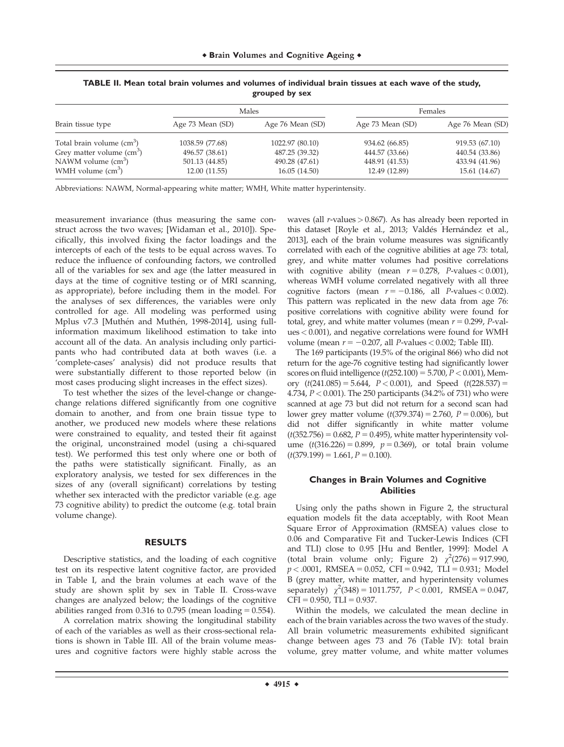**TABLE II. Mean total brain volumes and volumes of individual brain tissues at each wave of the study, grouped by sex**

| Brain tissue type | Males | | Females | |
|---|---|---|---|---|
| | Age 73 Mean (SD) | Age 76 Mean (SD) | Age 73 Mean (SD) | Age 76 Mean (SD) |
| Total brain volume ($cm^3$) | 1038.59 (77.68) | 1022.97 (80.10) | 934.62 (66.85) | 919.53 (67.10) |
| Grey matter volume ($cm^3$) | 496.57 (38.61) | 487.25 (39.32) | 444.57 (33.66) | 440.54 (33.86) |
| NAWM volume ($cm^3$) | 501.13 (44.85) | 490.28 (47.61) | 448.91 (41.53) | 433.94 (41.96) |
| WMH volume ($cm^3$) | 12.00 (11.55) | 16.05 (14.50) | 12.49 (12.89) | 15.61 (14.67) |

Abbreviations: NAWM, Normal-appearing white matter; WMH, White matter hyperintensity.

measurement invariance (thus measuring the same construct across the two waves; [Widaman et al., 2010]). Specifically, this involved fixing the factor loadings and the intercepts of each of the tests to be equal across waves. To reduce the influence of confounding factors, we controlled all of the variables for sex and age (the latter measured in days at the time of cognitive testing or of MRI scanning, as appropriate), before including them in the model. For the analyses of sex differences, the variables were only controlled for age. All modeling was performed using Mplus v7.3 [Muthén and Muthén, 1998-2014], using full-information maximum likelihood estimation to take into account all of the data. An analysis including only participants who had contributed data at both waves (i.e. a 'complete-cases' analysis) did not produce results that were substantially different to those reported below (in most cases producing slight increases in the effect sizes).

To test whether the sizes of the level-change or change-change relations differed significantly from one cognitive domain to another, and from one brain tissue type to another, we produced new models where these relations were constrained to equality, and tested their fit against the original, unconstrained model (using a chi-squared test). We performed this test only where one or both of the paths were statistically significant. Finally, as an exploratory analysis, we tested for sex differences in the sizes of any (overall significant) correlations by testing whether sex interacted with the predictor variable (e.g. age 73 cognitive ability) to predict the outcome (e.g. total brain volume change).

## RESULTS

Descriptive statistics, and the loading of each cognitive test on its respective latent cognitive factor, are provided in Table I, and the brain volumes at each wave of the study are shown split by sex in Table II. Cross-wave changes are analyzed below; the loadings of the cognitive abilities ranged from 0.316 to 0.795 (mean loading = 0.554).

A correlation matrix showing the longitudinal stability of each of the variables as well as their cross-sectional relations is shown in Table III. All of the brain volume measures and cognitive factors were highly stable across the waves (all $r$-values > 0.867). As has already been reported in this dataset [Royle et al., 2013; Valdés Hernández et al., 2013], each of the brain volume measures was significantly correlated with each of the cognitive abilities at age 73: total, grey, and white matter volumes had positive correlations with cognitive ability (mean $r = 0.278$, $P$-values < 0.001), whereas WMH volume correlated negatively with all three cognitive factors (mean $r = -0.186$, all $P$-values < 0.002). This pattern was replicated in the new data from age 76: positive correlations with cognitive ability were found for total, grey, and white matter volumes (mean $r = 0.299$, $P$-values < 0.001), and negative correlations were found for WMH volume (mean $r = -0.207$, all $P$-values < 0.002; Table III).

The 169 participants (19.5% of the original 866) who did not return for the age-76 cognitive testing had significantly lower scores on fluid intelligence ($t(252.100) = 5.700$, $P < 0.001$), Memory ($t(241.085) = 5.644$, $P < 0.001$), and Speed ($t(228.537) = 4.734$, $P < 0.001$). The 250 participants (34.2% of 731) who were scanned at age 73 but did not return for a second scan had lower grey matter volume ($t(379.374) = 2.760$, $P = 0.006$), but did not differ significantly in white matter volume ($t(352.756) = 0.682$, $P = 0.495$), white matter hyperintensity volume ($t(316.226) = 0.899$, $p = 0.369$), or total brain volume ($t(379.199) = 1.661$, $P = 0.100$).

### Changes in Brain Volumes and Cognitive Abilities

Using only the paths shown in Figure 2, the structural equation models fit the data acceptably, with Root Mean Square Error of Approximation (RMSEA) values close to 0.06 and Comparative Fit and Tucker-Lewis Indices (CFI and TLI) close to 0.95 [Hu and Bentler, 1999]: Model A (total brain volume only; Figure 2) $\chi^2(276) = 917.990$, $p < .0001$, RMSEA = 0.052, CFI = 0.942, TLI = 0.931; Model B (grey matter, white matter, and hyperintensity volumes separately) $\chi^2(348) = 1011.757$, $P < 0.001$, RMSEA = 0.047, CFI = 0.950, TLI = 0.937.

Within the models, we calculated the mean decline in each of the brain variables across the two waves of the study. All brain volumetric measurements exhibited significant change between ages 73 and 76 (Table IV): total brain volume, grey matter volume, and white matter volumes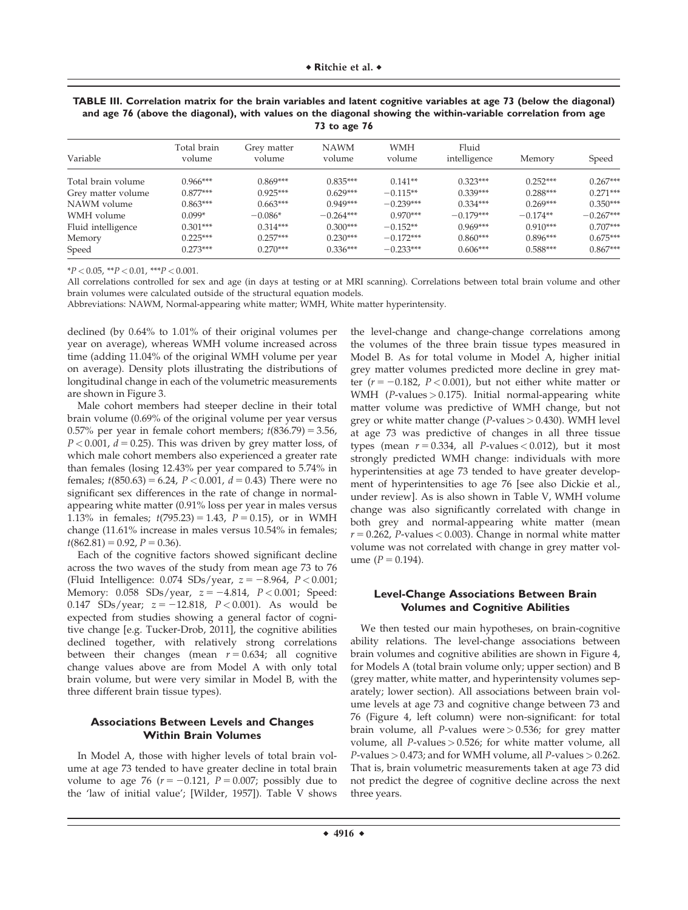**TABLE III. Correlation matrix for the brain variables and latent cognitive variables at age 73 (below the diagonal) and age 76 (above the diagonal), with values on the diagonal showing the within-variable correlation from age 73 to age 76**

| Variable | Total brain volume | Grey matter volume | NAWM volume | WMH volume | Fluid intelligence | Memory | Speed |
|---|---|---|---|---|---|---|---|
| Total brain volume | 0.966*** | 0.869*** | 0.835*** | 0.141** | 0.323*** | 0.252*** | 0.267*** |
| Grey matter volume | 0.877*** | 0.925*** | 0.629*** | −0.115** | 0.339*** | 0.288*** | 0.271*** |
| NAWM volume | 0.863*** | 0.663*** | 0.949*** | −0.239*** | 0.334*** | 0.269*** | 0.350*** |
| WMH volume | 0.099* | −0.086* | −0.264*** | 0.970*** | −0.179*** | −0.174** | −0.267*** |
| Fluid intelligence | 0.301*** | 0.314*** | 0.300*** | −0.152** | 0.969*** | 0.910*** | 0.707*** |
| Memory | 0.225*** | 0.257*** | 0.230*** | −0.172*** | 0.860*** | 0.896*** | 0.675*** |
| Speed | 0.273*** | 0.270*** | 0.336*** | −0.233*** | 0.606*** | 0.588*** | 0.867*** |

*$P < 0.05$, **$P < 0.01$, ***$P < 0.001$.

All correlations controlled for sex and age (in days at testing or at MRI scanning). Correlations between total brain volume and other brain volumes were calculated outside of the structural equation models.

Abbreviations: NAWM, Normal-appearing white matter; WMH, White matter hyperintensity.

declined (by 0.64% to 1.01% of their original volumes per year on average), whereas WMH volume increased across time (adding 11.04% of the original WMH volume per year on average). Density plots illustrating the distributions of longitudinal change in each of the volumetric measurements are shown in Figure 3.

Male cohort members had steeper decline in their total brain volume (0.69% of the original volume per year versus 0.57% per year in female cohort members; $t(836.79) = 3.56$, $P < 0.001$, $d = 0.25$). This was driven by grey matter loss, of which male cohort members also experienced a greater rate than females (losing 12.43% per year compared to 5.74% in females; $t(850.63) = 6.24$, $P < 0.001$, $d = 0.43$) There were no significant sex differences in the rate of change in normal-appearing white matter (0.91% loss per year in males versus 1.13% in females; $t(795.23) = 1.43$, $P = 0.15$), or in WMH change (11.61% increase in males versus 10.54% in females; $t(862.81) = 0.92$, $P = 0.36$).

Each of the cognitive factors showed significant decline across the two waves of the study from mean age 73 to 76 (Fluid Intelligence: 0.074 SDs/year, $z = -8.964$, $P < 0.001$; Memory: 0.058 SDs/year, $z = -4.814$, $P < 0.001$; Speed: 0.147 SDs/year; $z = -12.818$, $P < 0.001$). As would be expected from studies showing a general factor of cognitive change [e.g. Tucker-Drob, 2011], the cognitive abilities declined together, with relatively strong correlations between their changes (mean $r = 0.634$; all cognitive change values above are from Model A with only total brain volume, but were very similar in Model B, with the three different brain tissue types).

### Associations Between Levels and Changes Within Brain Volumes

In Model A, those with higher levels of total brain volume at age 73 tended to have greater decline in total brain volume to age 76 ($r = -0.121$, $P = 0.007$; possibly due to the 'law of initial value'; [Wilder, 1957]). Table V shows the level-change and change-change correlations among the volumes of the three brain tissue types measured in Model B. As for total volume in Model A, higher initial grey matter volumes predicted more decline in grey matter ($r = -0.182$, $P < 0.001$), but not either white matter or WMH ($P$-values $> 0.175$). Initial normal-appearing white matter volume was predictive of WMH change, but not grey or white matter change ($P$-values $> 0.430$). WMH level at age 73 was predictive of changes in all three tissue types (mean $r = 0.334$, all $P$-values $< 0.012$), but it most strongly predicted WMH change: individuals with more hyperintensities at age 73 tended to have greater development of hyperintensities to age 76 [see also Dickie et al., under review]. As is also shown in Table V, WMH volume change was also significantly correlated with change in both grey and normal-appearing white matter (mean $r = 0.262$, $P$-values $< 0.003$). Change in normal white matter volume was not correlated with change in grey matter volume ($P = 0.194$).

### Level-Change Associations Between Brain Volumes and Cognitive Abilities

We then tested our main hypotheses, on brain-cognitive ability relations. The level-change associations between brain volumes and cognitive abilities are shown in Figure 4, for Models A (total brain volume only; upper section) and B (grey matter, white matter, and hyperintensity volumes separately; lower section). All associations between brain volume levels at age 73 and cognitive change between 73 and 76 (Figure 4, left column) were non-significant: for total brain volume, all $P$-values were $> 0.536$; for grey matter volume, all $P$-values $> 0.526$; for white matter volume, all $P$-values $> 0.473$; and for WMH volume, all $P$-values $> 0.262$. That is, brain volumetric measurements taken at age 73 did not predict the degree of cognitive decline across the next three years.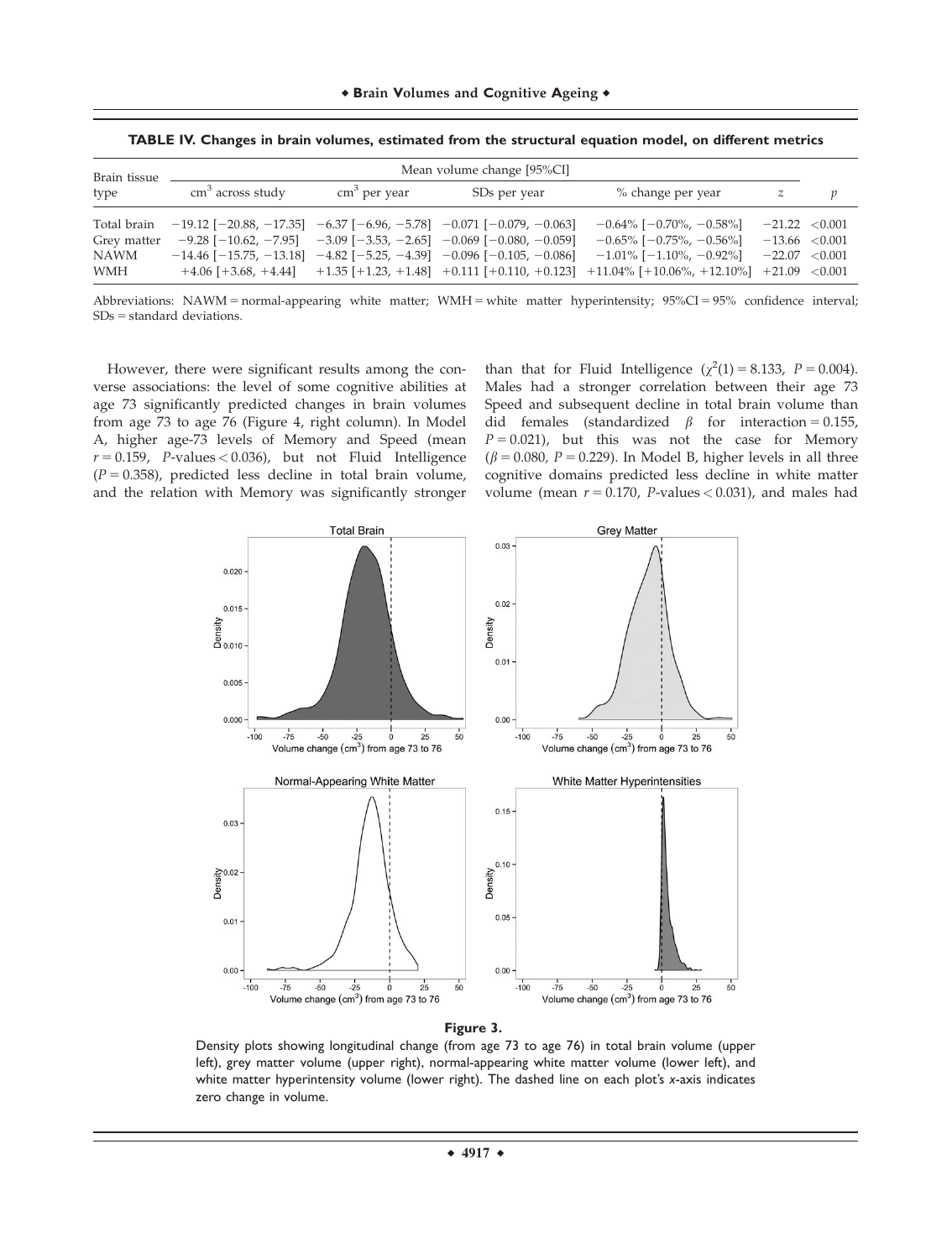**TABLE IV. Changes in brain volumes, estimated from the structural equation model, on different metrics**

| Brain tissue type | Mean volume change [95%CI] | | | | | |
|---|---|---|---|---|---|---|
| | $cm^3$ across study | $cm^3$ per year | SDs per year | % change per year | $z$ | $p$ |
| Total brain | −19.12 [−20.88, −17.35] | −6.37 [−6.96, −5.78] | −0.071 [−0.079, −0.063] | −0.64% [−0.70%, −0.58%] | −21.22 | <0.001 |
| Grey matter | −9.28 [−10.62, −7.95] | −3.09 [−3.53, −2.65] | −0.069 [−0.080, −0.059] | −0.65% [−0.75%, −0.56%] | −13.66 | <0.001 |
| NAWM | −14.46 [−15.75, −13.18] | −4.82 [−5.25, −4.39] | −0.096 [−0.105, −0.086] | −1.01% [−1.10%, −0.92%] | −22.07 | <0.001 |
| WMH | +4.06 [+3.68, +4.44] | +1.35 [+1.23, +1.48] | +0.111 [+0.110, +0.123] | +11.04% [+10.06%, +12.10%] | +21.09 | <0.001 |

Abbreviations: NAWM = normal-appearing white matter; WMH = white matter hyperintensity; 95%CI = 95% confidence interval; SDs = standard deviations.

However, there were significant results among the converse associations: the level of some cognitive abilities at age 73 significantly predicted changes in brain volumes from age 73 to age 76 (Figure 4, right column). In Model A, higher age-73 levels of Memory and Speed (mean $r = 0.159$, $P$-values $< 0.036$), but not Fluid Intelligence ($P = 0.358$), predicted less decline in total brain volume, and the relation with Memory was significantly stronger than that for Fluid Intelligence ($\chi^2(1) = 8.133$, $P = 0.004$). Males had a stronger correlation between their age 73 Speed and subsequent decline in total brain volume than did females (standardized $\beta$ for interaction = 0.155, $P = 0.021$), but this was not the case for Memory ($\beta = 0.080$, $P = 0.229$). In Model B, higher levels in all three cognitive domains predicted less decline in white matter volume (mean $r = 0.170$, $P$-values $< 0.031$), and males had

**Figure 3.**

Density plots showing longitudinal change (from age 73 to age 76) in total brain volume (upper left), grey matter volume (upper right), normal-appearing white matter volume (lower left), and white matter hyperintensity volume (lower right). The dashed line on each plot's $x$-axis indicates zero change in volume.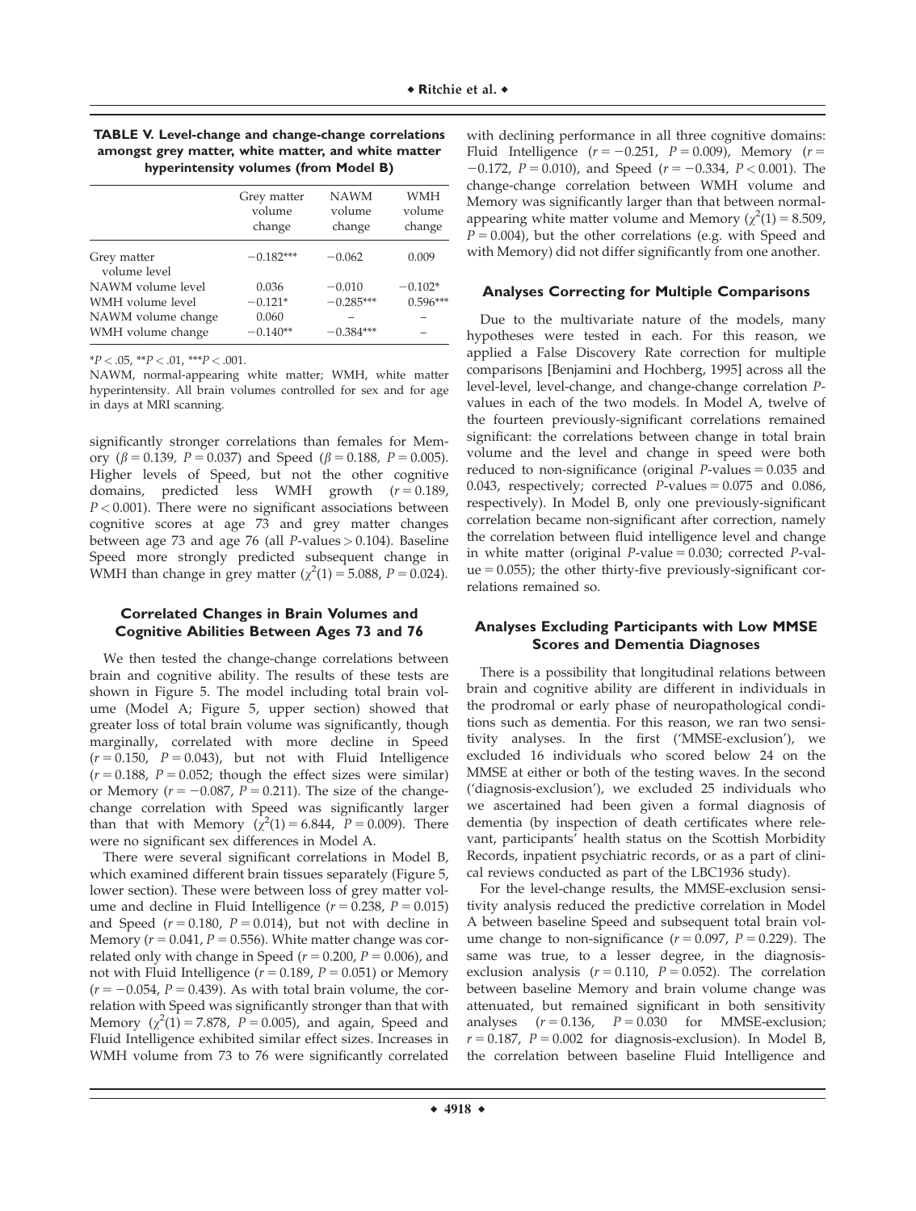**TABLE V. Level-change and change-change correlations amongst grey matter, white matter, and white matter hyperintensity volumes (from Model B)**

| | Grey matter volume change | NAWM volume change | WMH volume change |
|---|---|---|---|
| Grey matter volume level | −0.182*** | −0.062 | 0.009 |
| NAWM volume level | 0.036 | −0.010 | −0.102* |
| WMH volume level | −0.121* | −0.285*** | 0.596*** |
| NAWM volume change | 0.060 | – | – |
| WMH volume change | −0.140** | −0.384*** | – |

*$P < .05$, **$P < .01$, ***$P < .001$.

NAWM, normal-appearing white matter; WMH, white matter hyperintensity. All brain volumes controlled for sex and for age in days at MRI scanning.

significantly stronger correlations than females for Memory ($\beta = 0.139$, $P = 0.037$) and Speed ($\beta = 0.188$, $P = 0.005$). Higher levels of Speed, but not the other cognitive domains, predicted less WMH growth ($r = 0.189$, $P < 0.001$). There were no significant associations between cognitive scores at age 73 and grey matter changes between age 73 and age 76 (all $P$-values $> 0.104$). Baseline Speed more strongly predicted subsequent change in WMH than change in grey matter ($\chi^2(1) = 5.088$, $P = 0.024$).

### Correlated Changes in Brain Volumes and Cognitive Abilities Between Ages 73 and 76

We then tested the change-change correlations between brain and cognitive ability. The results of these tests are shown in Figure 5. The model including total brain volume (Model A; Figure 5, upper section) showed that greater loss of total brain volume was significantly, though marginally, correlated with more decline in Speed ($r = 0.150$, $P = 0.043$), but not with Fluid Intelligence ($r = 0.188$, $P = 0.052$; though the effect sizes were similar) or Memory ($r = -0.087$, $P = 0.211$). The size of the change-change correlation with Speed was significantly larger than that with Memory ($\chi^2(1) = 6.844$, $P = 0.009$). There were no significant sex differences in Model A.

There were several significant correlations in Model B, which examined different brain tissues separately (Figure 5, lower section). These were between loss of grey matter volume and decline in Fluid Intelligence ($r = 0.238$, $P = 0.015$) and Speed ($r = 0.180$, $P = 0.014$), but not with decline in Memory ($r = 0.041$, $P = 0.556$). White matter change was correlated only with change in Speed ($r = 0.200$, $P = 0.006$), and not with Fluid Intelligence ($r = 0.189$, $P = 0.051$) or Memory ($r = -0.054$, $P = 0.439$). As with total brain volume, the correlation with Speed was significantly stronger than that with Memory ($\chi^2(1) = 7.878$, $P = 0.005$), and again, Speed and Fluid Intelligence exhibited similar effect sizes. Increases in WMH volume from 73 to 76 were significantly correlated with declining performance in all three cognitive domains: Fluid Intelligence ($r = -0.251$, $P = 0.009$), Memory ($r = -0.172$, $P = 0.010$), and Speed ($r = -0.334$, $P < 0.001$). The change-change correlation between WMH volume and Memory was significantly larger than that between normal-appearing white matter volume and Memory ($\chi^2(1) = 8.509$, $P = 0.004$), but the other correlations (e.g. with Speed and with Memory) did not differ significantly from one another.

### Analyses Correcting for Multiple Comparisons

Due to the multivariate nature of the models, many hypotheses were tested in each. For this reason, we applied a False Discovery Rate correction for multiple comparisons [Benjamini and Hochberg, 1995] across all the level-level, level-change, and change-change correlation $P$-values in each of the two models. In Model A, twelve of the fourteen previously-significant correlations remained significant: the correlations between change in total brain volume and the level and change in speed were both reduced to non-significance (original $P$-values = 0.035 and 0.043, respectively; corrected $P$-values = 0.075 and 0.086, respectively). In Model B, only one previously-significant correlation became non-significant after correction, namely the correlation between fluid intelligence level and change in white matter (original $P$-value = 0.030; corrected $P$-value = 0.055); the other thirty-five previously-significant correlations remained so.

### Analyses Excluding Participants with Low MMSE Scores and Dementia Diagnoses

There is a possibility that longitudinal relations between brain and cognitive ability are different in individuals in the prodromal or early phase of neuropathological conditions such as dementia. For this reason, we ran two sensitivity analyses. In the first ('MMSE-exclusion'), we excluded 16 individuals who scored below 24 on the MMSE at either or both of the testing waves. In the second ('diagnosis-exclusion'), we excluded 25 individuals who we ascertained had been given a formal diagnosis of dementia (by inspection of death certificates where relevant, participants' health status on the Scottish Morbidity Records, inpatient psychiatric records, or as a part of clinical reviews conducted as part of the LBC1936 study).

For the level-change results, the MMSE-exclusion sensitivity analysis reduced the predictive correlation in Model A between baseline Speed and subsequent total brain volume change to non-significance ($r = 0.097$, $P = 0.229$). The same was true, to a lesser degree, in the diagnosis-exclusion analysis ($r = 0.110$, $P = 0.052$). The correlation between baseline Memory and brain volume change was attenuated, but remained significant in both sensitivity analyses ($r = 0.136$, $P = 0.030$ for MMSE-exclusion; $r = 0.187$, $P = 0.002$ for diagnosis-exclusion). In Model B, the correlation between baseline Fluid Intelligence and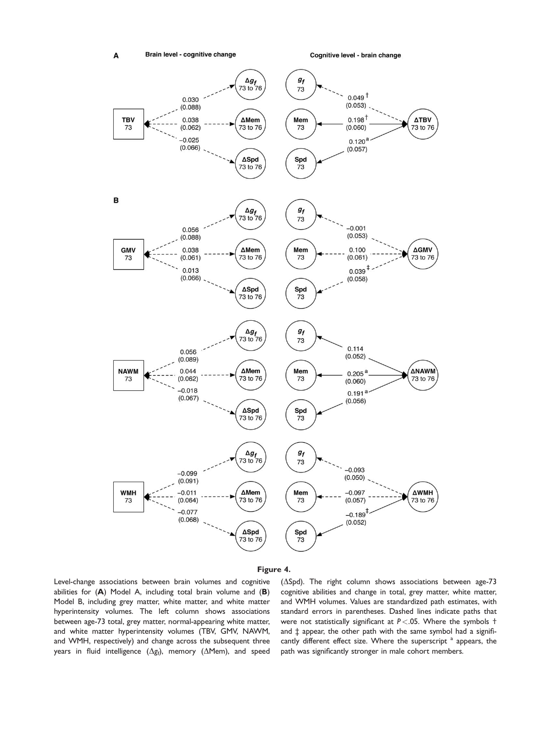**Figure 4.**

Level-change associations between brain volumes and cognitive abilities for (**A**) Model A, including total brain volume and (**B**) Model B, including grey matter, white matter, and white matter hyperintensity volumes. The left column shows associations between age-73 total, grey matter, normal-appearing white matter, and white matter hyperintensity volumes (TBV, GMV, NAWM, and WMH, respectively) and change across the subsequent three years in fluid intelligence ($\Delta g_f$), memory ($\Delta$Mem), and speed ($\Delta$Spd). The right column shows associations between age-73 cognitive abilities and change in total, grey matter, white matter, and WMH volumes. Values are standardized path estimates, with standard errors in parentheses. Dashed lines indicate paths that were not statistically significant at $P < .05$. Where the symbols † and ‡ appear, the other path with the same symbol had a significantly different effect size. Where the superscript [a] appears, the path was significantly stronger in male cohort members.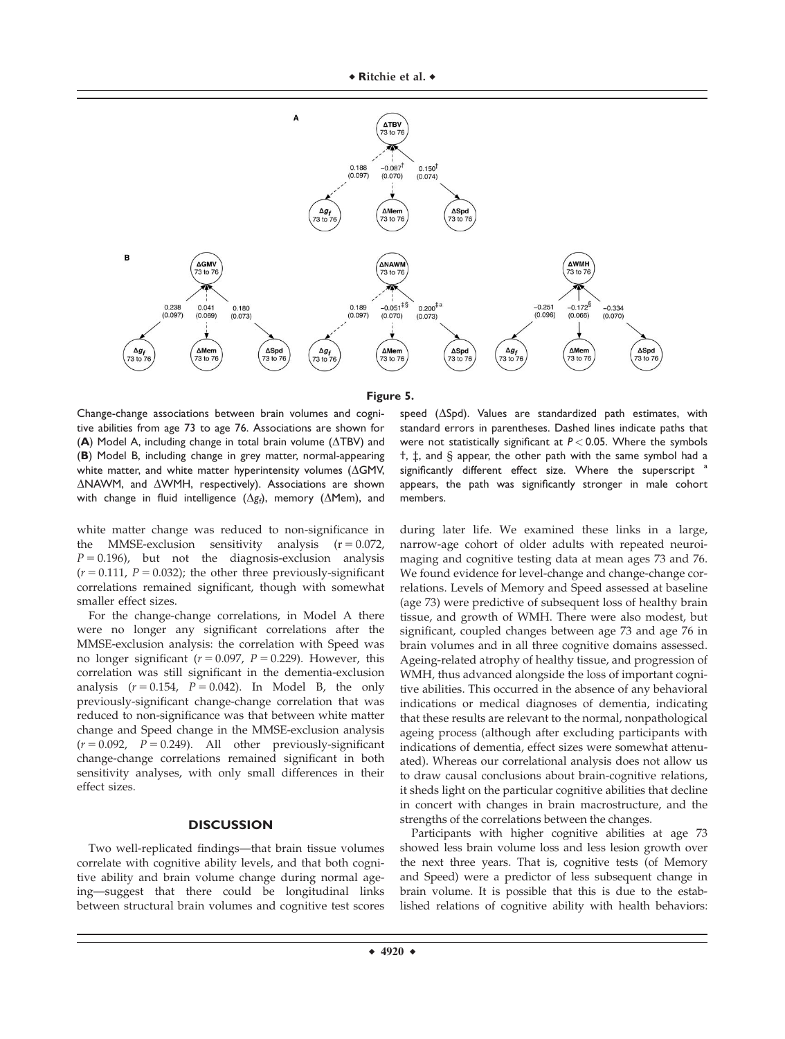**Figure 5.**

Change-change associations between brain volumes and cognitive abilities from age 73 to age 76. Associations are shown for (**A**) Model A, including change in total brain volume (ΔTBV) and (**B**) Model B, including change in grey matter, normal-appearing white matter, and white matter hyperintensity volumes (ΔGMV, ΔNAWM, and ΔWMH, respectively). Associations are shown with change in fluid intelligence ($\Delta g_f$), memory (ΔMem), and speed (ΔSpd). Values are standardized path estimates, with standard errors in parentheses. Dashed lines indicate paths that were not statistically significant at $P < 0.05$. Where the symbols †, ‡, and § appear, the other path with the same symbol had a significantly different effect size. Where the superscript [a] appears, the path was significantly stronger in male cohort members.

white matter change was reduced to non-significance in the MMSE-exclusion sensitivity analysis ($r = 0.072$, $P = 0.196$), but not the diagnosis-exclusion analysis ($r = 0.111$, $P = 0.032$); the other three previously-significant correlations remained significant, though with somewhat smaller effect sizes.

For the change-change correlations, in Model A there were no longer any significant correlations after the MMSE-exclusion analysis: the correlation with Speed was no longer significant ($r = 0.097$, $P = 0.229$). However, this correlation was still significant in the dementia-exclusion analysis ($r = 0.154$, $P = 0.042$). In Model B, the only previously-significant change-change correlation that was reduced to non-significance was that between white matter change and Speed change in the MMSE-exclusion analysis ($r = 0.092$, $P = 0.249$). All other previously-significant change-change correlations remained significant in both sensitivity analyses, with only small differences in their effect sizes.

## DISCUSSION

Two well-replicated findings—that brain tissue volumes correlate with cognitive ability levels, and that both cognitive ability and brain volume change during normal ageing—suggest that there could be longitudinal links between structural brain volumes and cognitive test scores during later life. We examined these links in a large, narrow-age cohort of older adults with repeated neuroimaging and cognitive testing data at mean ages 73 and 76. We found evidence for level-change and change-change correlations. Levels of Memory and Speed assessed at baseline (age 73) were predictive of subsequent loss of healthy brain tissue, and growth of WMH. There were also modest, but significant, coupled changes between age 73 and age 76 in brain volumes and in all three cognitive domains assessed. Ageing-related atrophy of healthy tissue, and progression of WMH, thus advanced alongside the loss of important cognitive abilities. This occurred in the absence of any behavioral indications or medical diagnoses of dementia, indicating that these results are relevant to the normal, nonpathological ageing process (although after excluding participants with indications of dementia, effect sizes were somewhat attenuated). Whereas our correlational analysis does not allow us to draw causal conclusions about brain-cognitive relations, it sheds light on the particular cognitive abilities that decline in concert with changes in brain macrostructure, and the strengths of the correlations between the changes.

Participants with higher cognitive abilities at age 73 showed less brain volume loss and less lesion growth over the next three years. That is, cognitive tests (of Memory and Speed) were a predictor of less subsequent change in brain volume. It is possible that this is due to the established relations of cognitive ability with health behaviors: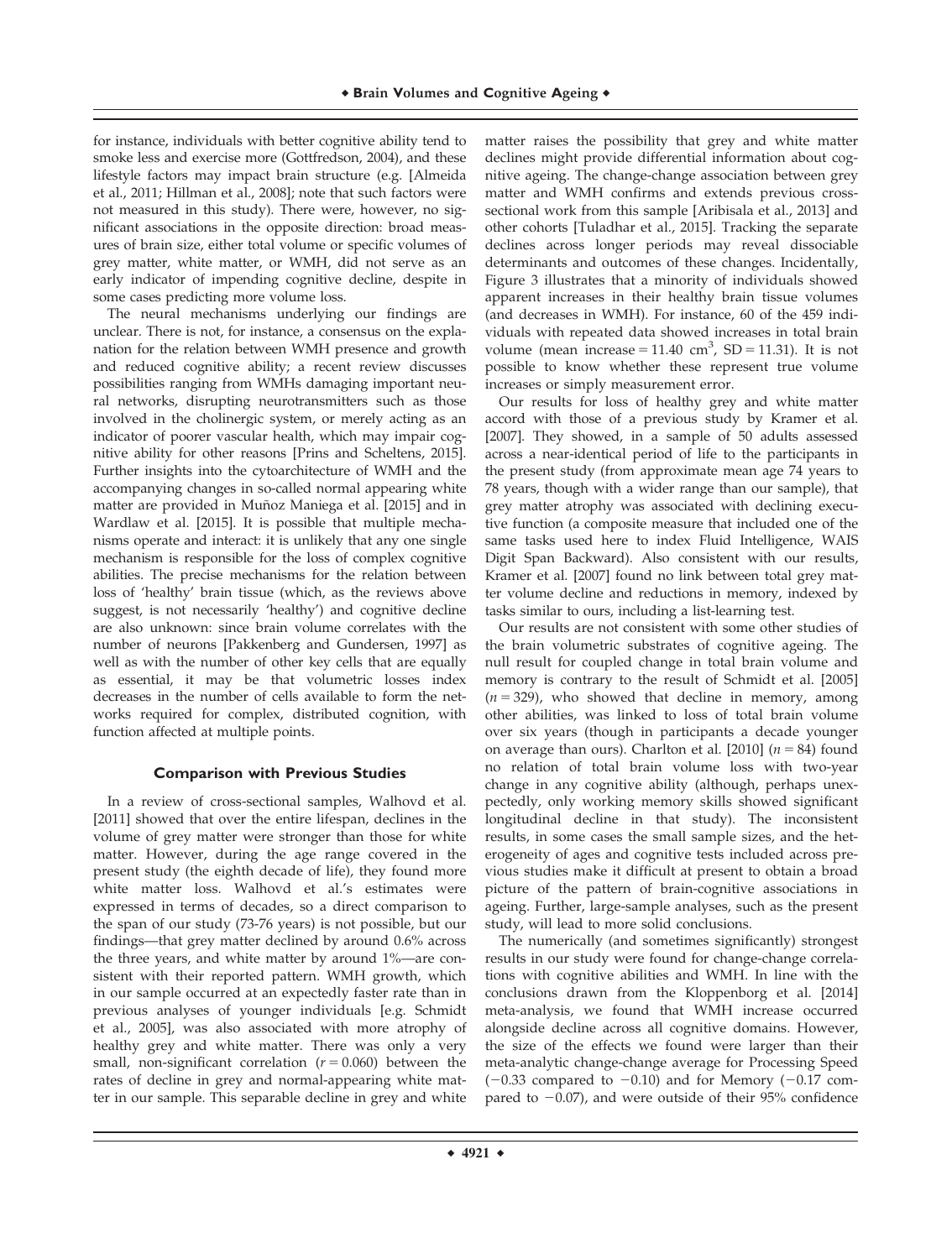for instance, individuals with better cognitive ability tend to smoke less and exercise more (Gottfredson, 2004), and these lifestyle factors may impact brain structure (e.g. [Almeida et al., 2011; Hillman et al., 2008]; note that such factors were not measured in this study). There were, however, no significant associations in the opposite direction: broad measures of brain size, either total volume or specific volumes of grey matter, white matter, or WMH, did not serve as an early indicator of impending cognitive decline, despite in some cases predicting more volume loss.

The neural mechanisms underlying our findings are unclear. There is not, for instance, a consensus on the explanation for the relation between WMH presence and growth and reduced cognitive ability; a recent review discusses possibilities ranging from WMHs damaging important neural networks, disrupting neurotransmitters such as those involved in the cholinergic system, or merely acting as an indicator of poorer vascular health, which may impair cognitive ability for other reasons [Prins and Scheltens, 2015]. Further insights into the cytoarchitecture of WMH and the accompanying changes in so-called normal appearing white matter are provided in Muñoz Maniega et al. [2015] and in Wardlaw et al. [2015]. It is possible that multiple mechanisms operate and interact: it is unlikely that any one single mechanism is responsible for the loss of complex cognitive abilities. The precise mechanisms for the relation between loss of 'healthy' brain tissue (which, as the reviews above suggest, is not necessarily 'healthy') and cognitive decline are also unknown: since brain volume correlates with the number of neurons [Pakkenberg and Gundersen, 1997] as well as with the number of other key cells that are equally as essential, it may be that volumetric losses index decreases in the number of cells available to form the networks required for complex, distributed cognition, with function affected at multiple points.

### Comparison with Previous Studies

In a review of cross-sectional samples, Walhovd et al. [2011] showed that over the entire lifespan, declines in the volume of grey matter were stronger than those for white matter. However, during the age range covered in the present study (the eighth decade of life), they found more white matter loss. Walhovd et al.'s estimates were expressed in terms of decades, so a direct comparison to the span of our study (73-76 years) is not possible, but our findings—that grey matter declined by around 0.6% across the three years, and white matter by around 1%—are consistent with their reported pattern. WMH growth, which in our sample occurred at an expectedly faster rate than in previous analyses of younger individuals [e.g. Schmidt et al., 2005], was also associated with more atrophy of healthy grey and white matter. There was only a very small, non-significant correlation ($r = 0.060$) between the rates of decline in grey and normal-appearing white matter in our sample. This separable decline in grey and white matter raises the possibility that grey and white matter declines might provide differential information about cognitive ageing. The change-change association between grey matter and WMH confirms and extends previous cross-sectional work from this sample [Aribisala et al., 2013] and other cohorts [Tuladhar et al., 2015]. Tracking the separate declines across longer periods may reveal dissociable determinants and outcomes of these changes. Incidentally, Figure 3 illustrates that a minority of individuals showed apparent increases in their healthy brain tissue volumes (and decreases in WMH). For instance, 60 of the 459 individuals with repeated data showed increases in total brain volume (mean increase = 11.40 $cm^3$, SD = 11.31). It is not possible to know whether these represent true volume increases or simply measurement error.

Our results for loss of healthy grey and white matter accord with those of a previous study by Kramer et al. [2007]. They showed, in a sample of 50 adults assessed across a near-identical period of life to the participants in the present study (from approximate mean age 74 years to 78 years, though with a wider range than our sample), that grey matter atrophy was associated with declining executive function (a composite measure that included one of the same tasks used here to index Fluid Intelligence, WAIS Digit Span Backward). Also consistent with our results, Kramer et al. [2007] found no link between total grey matter volume decline and reductions in memory, indexed by tasks similar to ours, including a list-learning test.

Our results are not consistent with some other studies of the brain volumetric substrates of cognitive ageing. The null result for coupled change in total brain volume and memory is contrary to the result of Schmidt et al. [2005] ($n = 329$), who showed that decline in memory, among other abilities, was linked to loss of total brain volume over six years (though in participants a decade younger on average than ours). Charlton et al. [2010] ($n = 84$) found no relation of total brain volume loss with two-year change in any cognitive ability (although, perhaps unexpectedly, only working memory skills showed significant longitudinal decline in that study). The inconsistent results, in some cases the small sample sizes, and the heterogeneity of ages and cognitive tests included across previous studies make it difficult at present to obtain a broad picture of the pattern of brain-cognitive associations in ageing. Further, large-sample analyses, such as the present study, will lead to more solid conclusions.

The numerically (and sometimes significantly) strongest results in our study were found for change-change correlations with cognitive abilities and WMH. In line with the conclusions drawn from the Kloppenborg et al. [2014] meta-analysis, we found that WMH increase occurred alongside decline across all cognitive domains. However, the size of the effects we found were larger than their meta-analytic change-change average for Processing Speed (−0.33 compared to −0.10) and for Memory (−0.17 compared to −0.07), and were outside of their 95% confidence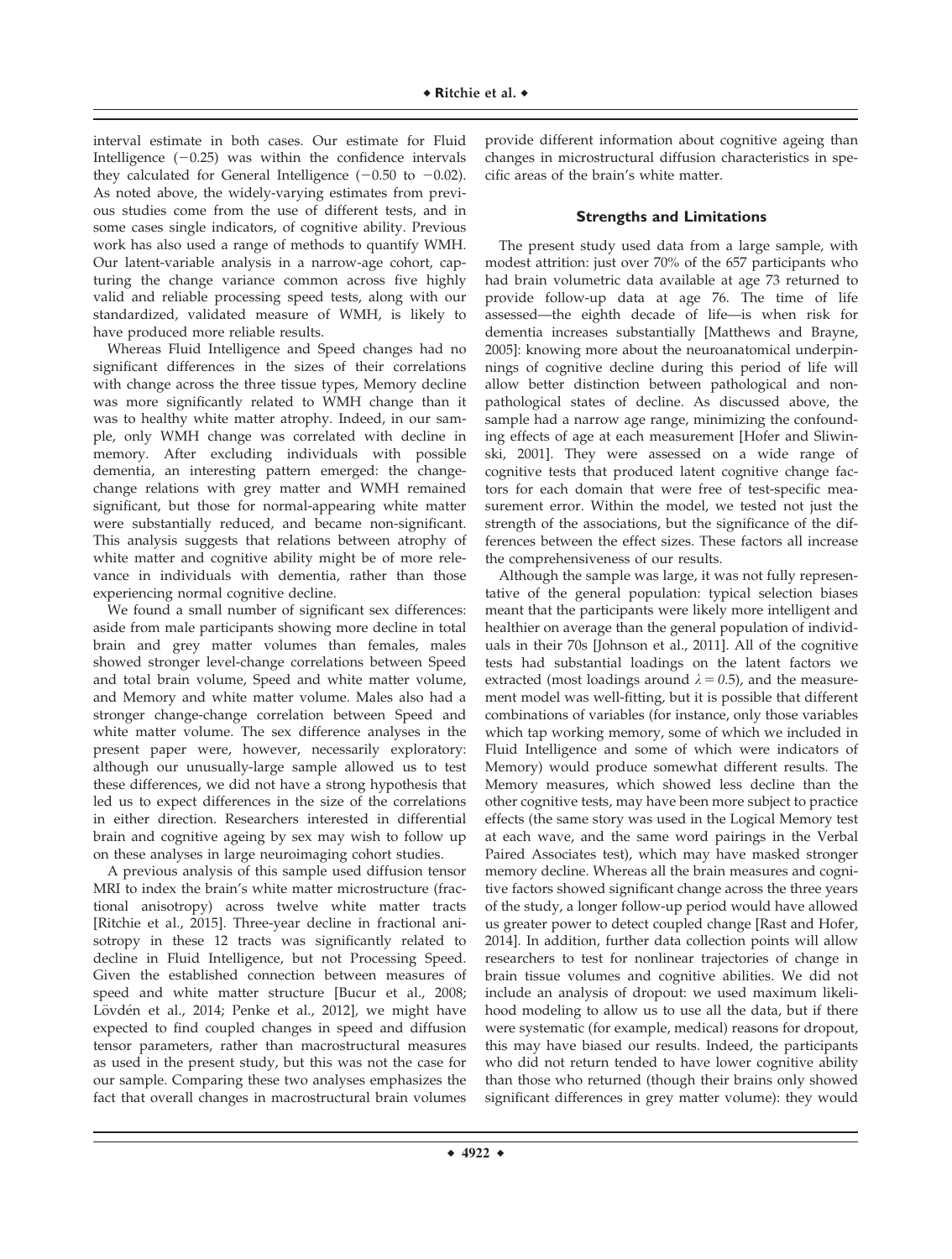interval estimate in both cases. Our estimate for Fluid Intelligence (−0.25) was within the confidence intervals they calculated for General Intelligence (−0.50 to −0.02). As noted above, the widely-varying estimates from previous studies come from the use of different tests, and in some cases single indicators, of cognitive ability. Previous work has also used a range of methods to quantify WMH. Our latent-variable analysis in a narrow-age cohort, capturing the change variance common across five highly valid and reliable processing speed tests, along with our standardized, validated measure of WMH, is likely to have produced more reliable results.

Whereas Fluid Intelligence and Speed changes had no significant differences in the sizes of their correlations with change across the three tissue types, Memory decline was more significantly related to WMH change than it was to healthy white matter atrophy. Indeed, in our sample, only WMH change was correlated with decline in memory. After excluding individuals with possible dementia, an interesting pattern emerged: the change-change relations with grey matter and WMH remained significant, but those for normal-appearing white matter were substantially reduced, and became non-significant. This analysis suggests that relations between atrophy of white matter and cognitive ability might be of more relevance in individuals with dementia, rather than those experiencing normal cognitive decline.

We found a small number of significant sex differences: aside from male participants showing more decline in total brain and grey matter volumes than females, males showed stronger level-change correlations between Speed and total brain volume, Speed and white matter volume, and Memory and white matter volume. Males also had a stronger change-change correlation between Speed and white matter volume. The sex difference analyses in the present paper were, however, necessarily exploratory: although our unusually-large sample allowed us to test these differences, we did not have a strong hypothesis that led us to expect differences in the size of the correlations in either direction. Researchers interested in differential brain and cognitive ageing by sex may wish to follow up on these analyses in large neuroimaging cohort studies.

A previous analysis of this sample used diffusion tensor MRI to index the brain's white matter microstructure (fractional anisotropy) across twelve white matter tracts [Ritchie et al., 2015]. Three-year decline in fractional anisotropy in these 12 tracts was significantly related to decline in Fluid Intelligence, but not Processing Speed. Given the established connection between measures of speed and white matter structure [Bucur et al., 2008; Lövdén et al., 2014; Penke et al., 2012], we might have expected to find coupled changes in speed and diffusion tensor parameters, rather than macrostructural measures as used in the present study, but this was not the case for our sample. Comparing these two analyses emphasizes the fact that overall changes in macrostructural brain volumes provide different information about cognitive ageing than changes in microstructural diffusion characteristics in specific areas of the brain's white matter.

## Strengths and Limitations

The present study used data from a large sample, with modest attrition: just over 70% of the 657 participants who had brain volumetric data available at age 73 returned to provide follow-up data at age 76. The time of life assessed—the eighth decade of life—is when risk for dementia increases substantially [Matthews and Brayne, 2005]: knowing more about the neuroanatomical underpinnings of cognitive decline during this period of life will allow better distinction between pathological and nonpathological states of decline. As discussed above, the sample had a narrow age range, minimizing the confounding effects of age at each measurement [Hofer and Sliwinski, 2001]. They were assessed on a wide range of cognitive tests that produced latent cognitive change factors for each domain that were free of test-specific measurement error. Within the model, we tested not just the strength of the associations, but the significance of the differences between the effect sizes. These factors all increase the comprehensiveness of our results.

Although the sample was large, it was not fully representative of the general population: typical selection biases meant that the participants were likely more intelligent and healthier on average than the general population of individuals in their 70s [Johnson et al., 2011]. All of the cognitive tests had substantial loadings on the latent factors we extracted (most loadings around $\lambda = 0.5$), and the measurement model was well-fitting, but it is possible that different combinations of variables (for instance, only those variables which tap working memory, some of which we included in Fluid Intelligence and some of which were indicators of Memory) would produce somewhat different results. The Memory measures, which showed less decline than the other cognitive tests, may have been more subject to practice effects (the same story was used in the Logical Memory test at each wave, and the same word pairings in the Verbal Paired Associates test), which may have masked stronger memory decline. Whereas all the brain measures and cognitive factors showed significant change across the three years of the study, a longer follow-up period would have allowed us greater power to detect coupled change [Rast and Hofer, 2014]. In addition, further data collection points will allow researchers to test for nonlinear trajectories of change in brain tissue volumes and cognitive abilities. We did not include an analysis of dropout: we used maximum likelihood modeling to allow us to use all the data, but if there were systematic (for example, medical) reasons for dropout, this may have biased our results. Indeed, the participants who did not return tended to have lower cognitive ability than those who returned (though their brains only showed significant differences in grey matter volume): they would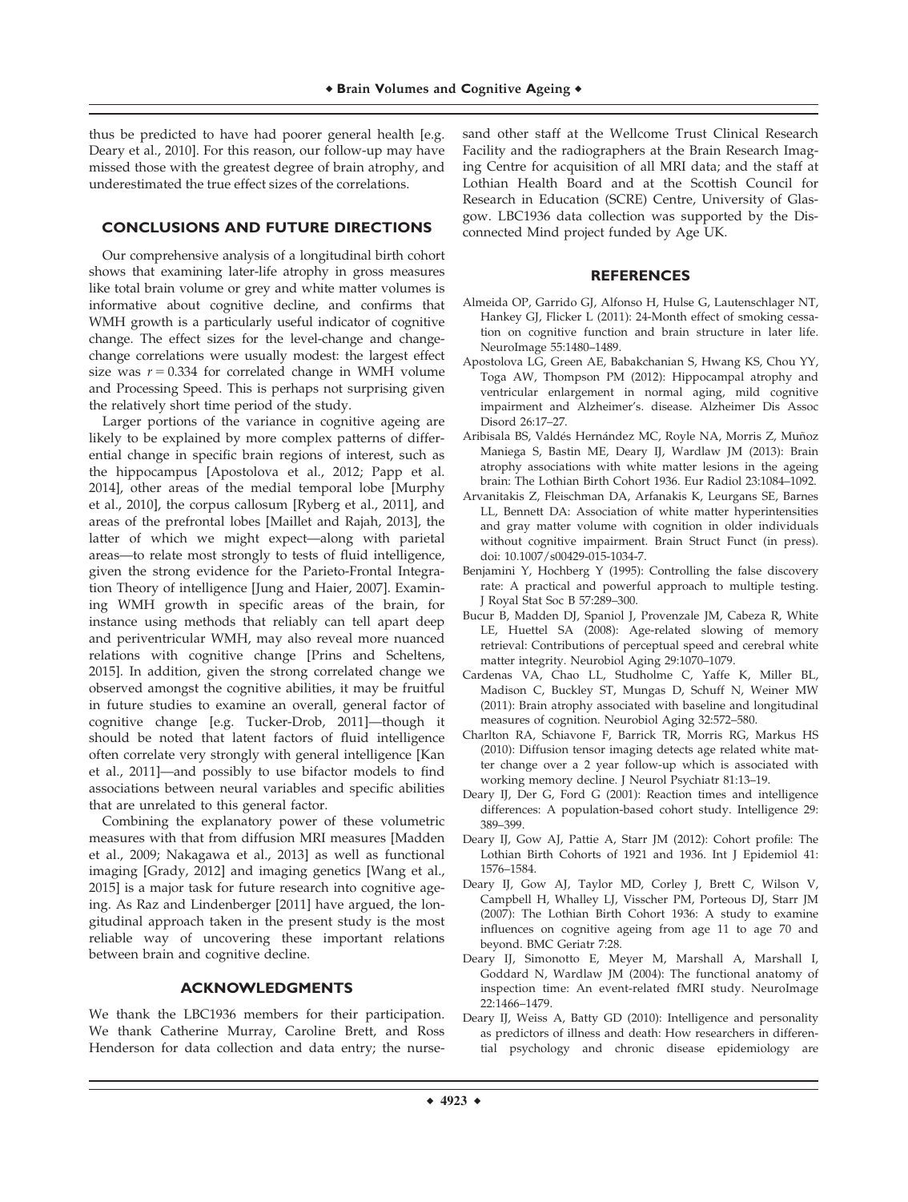thus be predicted to have had poorer general health [e.g. Deary et al., 2010]. For this reason, our follow-up may have missed those with the greatest degree of brain atrophy, and underestimated the true effect sizes of the correlations.

## CONCLUSIONS AND FUTURE DIRECTIONS

Our comprehensive analysis of a longitudinal birth cohort shows that examining later-life atrophy in gross measures like total brain volume or grey and white matter volumes is informative about cognitive decline, and confirms that WMH growth is a particularly useful indicator of cognitive change. The effect sizes for the level-change and change-change correlations were usually modest: the largest effect size was $r = 0.334$ for correlated change in WMH volume and Processing Speed. This is perhaps not surprising given the relatively short time period of the study.

Larger portions of the variance in cognitive ageing are likely to be explained by more complex patterns of differential change in specific brain regions of interest, such as the hippocampus [Apostolova et al., 2012; Papp et al. 2014], other areas of the medial temporal lobe [Murphy et al., 2010], the corpus callosum [Ryberg et al., 2011], and areas of the prefrontal lobes [Maillet and Rajah, 2013], the latter of which we might expect—along with parietal areas—to relate most strongly to tests of fluid intelligence, given the strong evidence for the Parieto-Frontal Integration Theory of intelligence [Jung and Haier, 2007]. Examining WMH growth in specific areas of the brain, for instance using methods that reliably can tell apart deep and periventricular WMH, may also reveal more nuanced relations with cognitive change [Prins and Scheltens, 2015]. In addition, given the strong correlated change we observed amongst the cognitive abilities, it may be fruitful in future studies to examine an overall, general factor of cognitive change [e.g. Tucker-Drob, 2011]—though it should be noted that latent factors of fluid intelligence often correlate very strongly with general intelligence [Kan et al., 2011]—and possibly to use bifactor models to find associations between neural variables and specific abilities that are unrelated to this general factor.

Combining the explanatory power of these volumetric measures with that from diffusion MRI measures [Madden et al., 2009; Nakagawa et al., 2013] as well as functional imaging [Grady, 2012] and imaging genetics [Wang et al., 2015] is a major task for future research into cognitive ageing. As Raz and Lindenberger [2011] have argued, the longitudinal approach taken in the present study is the most reliable way of uncovering these important relations between brain and cognitive decline.

## ACKNOWLEDGMENTS

We thank the LBC1936 members for their participation. We thank Catherine Murray, Caroline Brett, and Ross Henderson for data collection and data entry; the nurses and other staff at the Wellcome Trust Clinical Research Facility and the radiographers at the Brain Research Imaging Centre for acquisition of all MRI data; and the staff at Lothian Health Board and at the Scottish Council for Research in Education (SCRE) Centre, University of Glasgow. LBC1936 data collection was supported by the Disconnected Mind project funded by Age UK.

## REFERENCES

Almeida OP, Garrido GJ, Alfonso H, Hulse G, Lautenschlager NT, Hankey GJ, Flicker L (2011): 24-Month effect of smoking cessation on cognitive function and brain structure in later life. NeuroImage 55:1480–1489.

Apostolova LG, Green AE, Babakchanian S, Hwang KS, Chou YY, Toga AW, Thompson PM (2012): Hippocampal atrophy and ventricular enlargement in normal aging, mild cognitive impairment and Alzheimer's. disease. Alzheimer Dis Assoc Disord 26:17–27.

Aribisala BS, Valdés Hernández MC, Royle NA, Morris Z, Muñoz Maniega S, Bastin ME, Deary IJ, Wardlaw JM (2013): Brain atrophy associations with white matter lesions in the ageing brain: The Lothian Birth Cohort 1936. Eur Radiol 23:1084–1092.

Arvanitakis Z, Fleischman DA, Arfanakis K, Leurgans SE, Barnes LL, Bennett DA: Association of white matter hyperintensities and gray matter volume with cognition in older individuals without cognitive impairment. Brain Struct Funct (in press). doi: 10.1007/s00429-015-1034-7.

Benjamini Y, Hochberg Y (1995): Controlling the false discovery rate: A practical and powerful approach to multiple testing. J Royal Stat Soc B 57:289–300.

Bucur B, Madden DJ, Spaniol J, Provenzale JM, Cabeza R, White LE, Huettel SA (2008): Age-related slowing of memory retrieval: Contributions of perceptual speed and cerebral white matter integrity. Neurobiol Aging 29:1070–1079.

Cardenas VA, Chao LL, Studholme C, Yaffe K, Miller BL, Madison C, Buckley ST, Mungas D, Schuff N, Weiner MW (2011): Brain atrophy associated with baseline and longitudinal measures of cognition. Neurobiol Aging 32:572–580.

Charlton RA, Schiavone F, Barrick TR, Morris RG, Markus HS (2010): Diffusion tensor imaging detects age related white matter change over a 2 year follow-up which is associated with working memory decline. J Neurol Psychiatr 81:13–19.

Deary IJ, Der G, Ford G (2001): Reaction times and intelligence differences: A population-based cohort study. Intelligence 29: 389–399.

Deary IJ, Gow AJ, Pattie A, Starr JM (2012): Cohort profile: The Lothian Birth Cohorts of 1921 and 1936. Int J Epidemiol 41: 1576–1584.

Deary IJ, Gow AJ, Taylor MD, Corley J, Brett C, Wilson V, Campbell H, Whalley LJ, Visscher PM, Porteous DJ, Starr JM (2007): The Lothian Birth Cohort 1936: A study to examine influences on cognitive ageing from age 11 to age 70 and beyond. BMC Geriatr 7:28.

Deary IJ, Simonotto E, Meyer M, Marshall A, Marshall I, Goddard N, Wardlaw JM (2004): The functional anatomy of inspection time: An event-related fMRI study. NeuroImage 22:1466–1479.

Deary IJ, Weiss A, Batty GD (2010): Intelligence and personality as predictors of illness and death: How researchers in differential psychology and chronic disease epidemiology are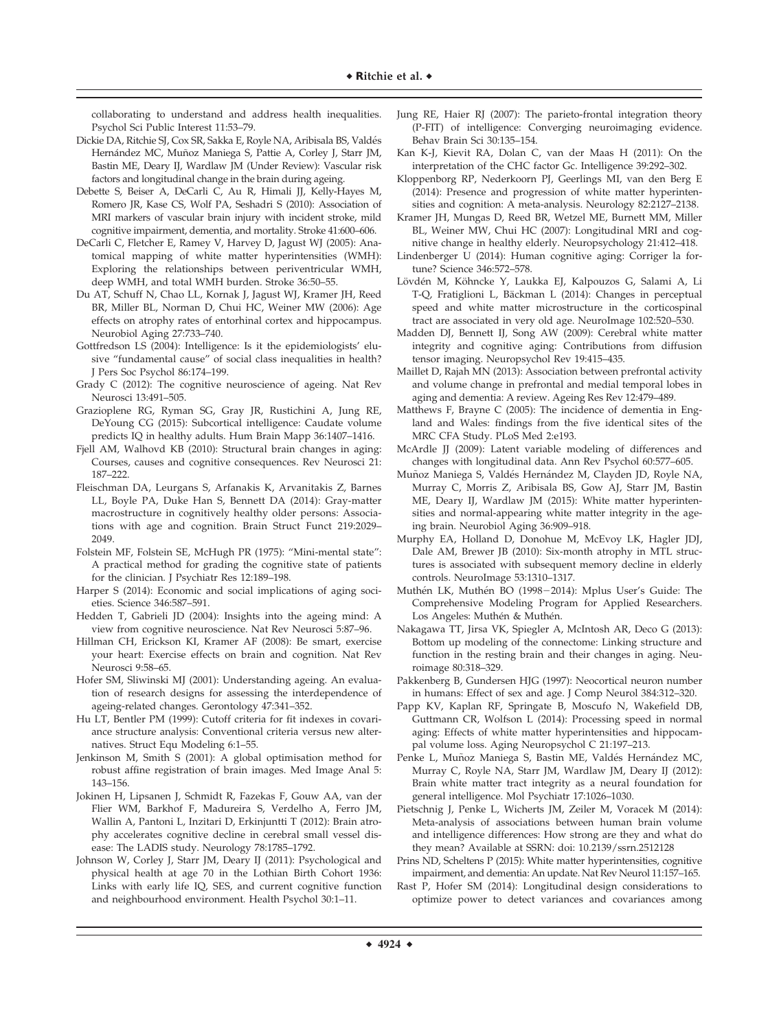collaborating to understand and address health inequalities. Psychol Sci Public Interest 11:53–79.

Dickie DA, Ritchie SJ, Cox SR, Sakka E, Royle NA, Aribisala BS, Valdés Hernández MC, Muñoz Maniega S, Pattie A, Corley J, Starr JM, Bastin ME, Deary IJ, Wardlaw JM (Under Review): Vascular risk factors and longitudinal change in the brain during ageing.

Debette S, Beiser A, DeCarli C, Au R, Himali JJ, Kelly-Hayes M, Romero JR, Kase CS, Wolf PA, Seshadri S (2010): Association of MRI markers of vascular brain injury with incident stroke, mild cognitive impairment, dementia, and mortality. Stroke 41:600–606.

DeCarli C, Fletcher E, Ramey V, Harvey D, Jagust WJ (2005): Anatomical mapping of white matter hyperintensities (WMH): Exploring the relationships between periventricular WMH, deep WMH, and total WMH burden. Stroke 36:50–55.

Du AT, Schuff N, Chao LL, Kornak J, Jagust WJ, Kramer JH, Reed BR, Miller BL, Norman D, Chui HC, Weiner MW (2006): Age effects on atrophy rates of entorhinal cortex and hippocampus. Neurobiol Aging 27:733–740.

Gottfredson LS (2004): Intelligence: Is it the epidemiologists' elusive "fundamental cause" of social class inequalities in health? J Pers Soc Psychol 86:174–199.

Grady C (2012): The cognitive neuroscience of ageing. Nat Rev Neurosci 13:491–505.

Grazioplene RG, Ryman SG, Gray JR, Rustichini A, Jung RE, DeYoung CG (2015): Subcortical intelligence: Caudate volume predicts IQ in healthy adults. Hum Brain Mapp 36:1407–1416.

Fjell AM, Walhovd KB (2010): Structural brain changes in aging: Courses, causes and cognitive consequences. Rev Neurosci 21: 187–222.

Fleischman DA, Leurgans S, Arfanakis K, Arvanitakis Z, Barnes LL, Boyle PA, Duke Han S, Bennett DA (2014): Gray-matter macrostructure in cognitively healthy older persons: Associations with age and cognition. Brain Struct Funct 219:2029–2049.

Folstein MF, Folstein SE, McHugh PR (1975): "Mini-mental state": A practical method for grading the cognitive state of patients for the clinician. J Psychiatr Res 12:189–198.

Harper S (2014): Economic and social implications of aging societies. Science 346:587–591.

Hedden T, Gabrieli JD (2004): Insights into the ageing mind: A view from cognitive neuroscience. Nat Rev Neurosci 5:87–96.

Hillman CH, Erickson KI, Kramer AF (2008): Be smart, exercise your heart: Exercise effects on brain and cognition. Nat Rev Neurosci 9:58–65.

Hofer SM, Sliwinski MJ (2001): Understanding ageing. An evaluation of research designs for assessing the interdependence of ageing-related changes. Gerontology 47:341–352.

Hu LT, Bentler PM (1999): Cutoff criteria for fit indexes in covariance structure analysis: Conventional criteria versus new alternatives. Struct Equ Modeling 6:1–55.

Jenkinson M, Smith S (2001): A global optimisation method for robust affine registration of brain images. Med Image Anal 5: 143–156.

Jokinen H, Lipsanen J, Schmidt R, Fazekas F, Gouw AA, van der Flier WM, Barkhof F, Madureira S, Verdelho A, Ferro JM, Wallin A, Pantoni L, Inzitari D, Erkinjuntti T (2012): Brain atrophy accelerates cognitive decline in cerebral small vessel disease: The LADIS study. Neurology 78:1785–1792.

Johnson W, Corley J, Starr JM, Deary IJ (2011): Psychological and physical health at age 70 in the Lothian Birth Cohort 1936: Links with early life IQ, SES, and current cognitive function and neighbourhood environment. Health Psychol 30:1–11.

Jung RE, Haier RJ (2007): The parieto-frontal integration theory (P-FIT) of intelligence: Converging neuroimaging evidence. Behav Brain Sci 30:135–154.

Kan K-J, Kievit RA, Dolan C, van der Maas H (2011): On the interpretation of the CHC factor Gc. Intelligence 39:292–302.

Kloppenborg RP, Nederkoorn PJ, Geerlings MI, van den Berg E (2014): Presence and progression of white matter hyperintensities and cognition: A meta-analysis. Neurology 82:2127–2138.

Kramer JH, Mungas D, Reed BR, Wetzel ME, Burnett MM, Miller BL, Weiner MW, Chui HC (2007): Longitudinal MRI and cognitive change in healthy elderly. Neuropsychology 21:412–418.

Lindenberger U (2014): Human cognitive aging: Corriger la fortune? Science 346:572–578.

Lövdén M, Köhncke Y, Laukka EJ, Kalpouzos G, Salami A, Li T-Q, Fratiglioni L, Bäckman L (2014): Changes in perceptual speed and white matter microstructure in the corticospinal tract are associated in very old age. NeuroImage 102:520–530.

Madden DJ, Bennett IJ, Song AW (2009): Cerebral white matter integrity and cognitive aging: Contributions from diffusion tensor imaging. Neuropsychol Rev 19:415–435.

Maillet D, Rajah MN (2013): Association between prefrontal activity and volume change in prefrontal and medial temporal lobes in aging and dementia: A review. Ageing Res Rev 12:479–489.

Matthews F, Brayne C (2005): The incidence of dementia in England and Wales: findings from the five identical sites of the MRC CFA Study. PLoS Med 2:e193.

McArdle JJ (2009): Latent variable modeling of differences and changes with longitudinal data. Ann Rev Psychol 60:577–605.

Muñoz Maniega S, Valdés Hernández M, Clayden JD, Royle NA, Murray C, Morris Z, Aribisala BS, Gow AJ, Starr JM, Bastin ME, Deary IJ, Wardlaw JM (2015): White matter hyperintensities and normal-appearing white matter integrity in the ageing brain. Neurobiol Aging 36:909–918.

Murphy EA, Holland D, Donohue M, McEvoy LK, Hagler JDJ, Dale AM, Brewer JB (2010): Six-month atrophy in MTL structures is associated with subsequent memory decline in elderly controls. NeuroImage 53:1310–1317.

Muthén LK, Muthén BO (1998−2014): Mplus User's Guide: The Comprehensive Modeling Program for Applied Researchers. Los Angeles: Muthén & Muthén.

Nakagawa TT, Jirsa VK, Spiegler A, McIntosh AR, Deco G (2013): Bottom up modeling of the connectome: Linking structure and function in the resting brain and their changes in aging. Neuroimage 80:318–329.

Pakkenberg B, Gundersen HJG (1997): Neocortical neuron number in humans: Effect of sex and age. J Comp Neurol 384:312–320.

Papp KV, Kaplan RF, Springate B, Moscufo N, Wakefield DB, Guttmann CR, Wolfson L (2014): Processing speed in normal aging: Effects of white matter hyperintensities and hippocampal volume loss. Aging Neuropsychol C 21:197–213.

Penke L, Muñoz Maniega S, Bastin ME, Valdés Hernández MC, Murray C, Royle NA, Starr JM, Wardlaw JM, Deary IJ (2012): Brain white matter tract integrity as a neural foundation for general intelligence. Mol Psychiatr 17:1026–1030.

Pietschnig J, Penke L, Wicherts JM, Zeiler M, Voracek M (2014): Meta-analysis of associations between human brain volume and intelligence differences: How strong are they and what do they mean? Available at SSRN: doi: 10.2139/ssrn.2512128

Prins ND, Scheltens P (2015): White matter hyperintensities, cognitive impairment, and dementia: An update. Nat Rev Neurol 11:157–165.

Rast P, Hofer SM (2014): Longitudinal design considerations to optimize power to detect variances and covariances among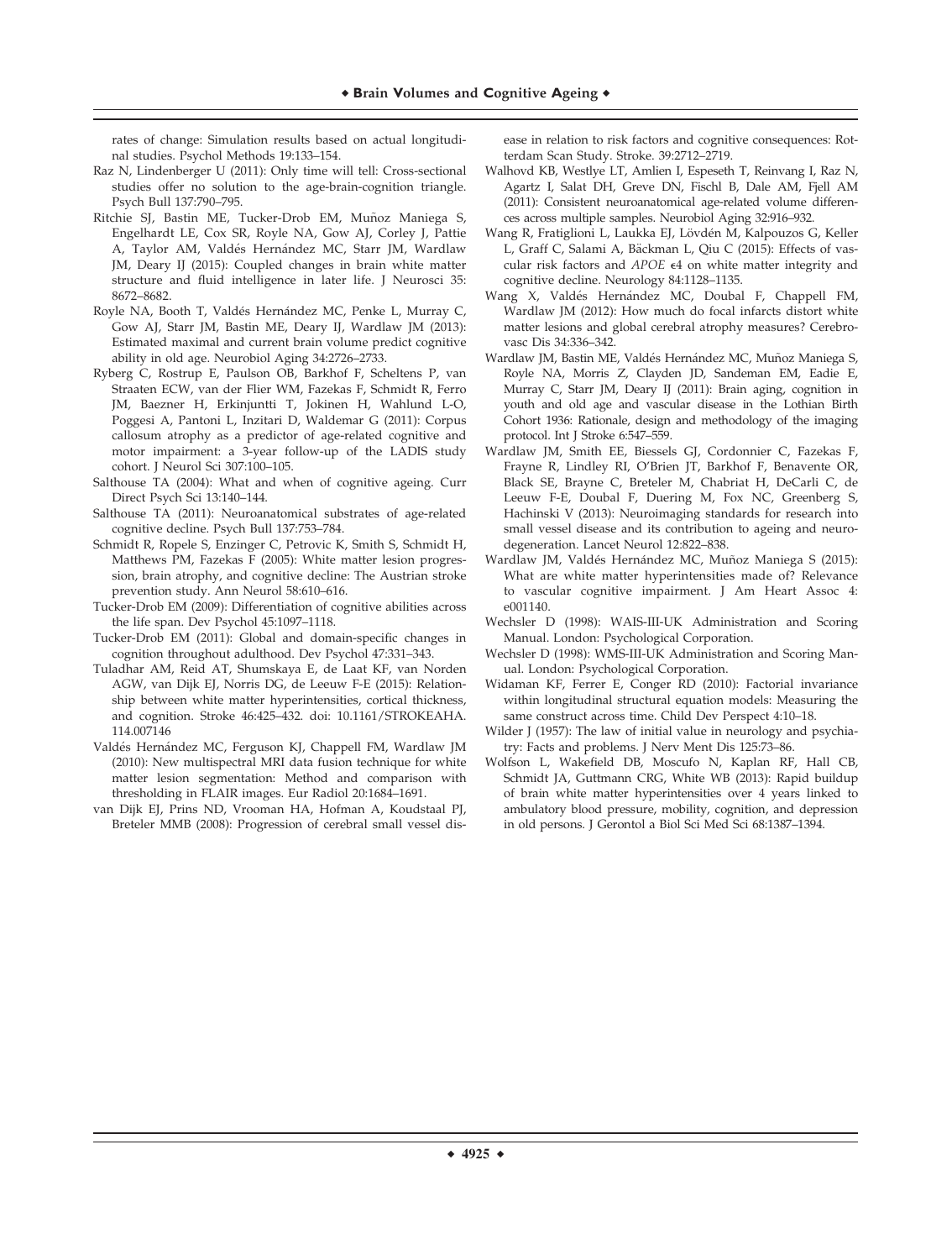rates of change: Simulation results based on actual longitudinal studies. Psychol Methods 19:133–154.

Raz N, Lindenberger U (2011): Only time will tell: Cross-sectional studies offer no solution to the age-brain-cognition triangle. Psych Bull 137:790–795.

Ritchie SJ, Bastin ME, Tucker-Drob EM, Muñoz Maniega S, Engelhardt LE, Cox SR, Royle NA, Gow AJ, Corley J, Pattie A, Taylor AM, Valdés Hernández MC, Starr JM, Wardlaw JM, Deary IJ (2015): Coupled changes in brain white matter structure and fluid intelligence in later life. J Neurosci 35: 8672–8682.

Royle NA, Booth T, Valdés Hernández MC, Penke L, Murray C, Gow AJ, Starr JM, Bastin ME, Deary IJ, Wardlaw JM (2013): Estimated maximal and current brain volume predict cognitive ability in old age. Neurobiol Aging 34:2726–2733.

Ryberg C, Rostrup E, Paulson OB, Barkhof F, Scheltens P, van Straaten ECW, van der Flier WM, Fazekas F, Schmidt R, Ferro JM, Baezner H, Erkinjuntti T, Jokinen H, Wahlund L-O, Poggesi A, Pantoni L, Inzitari D, Waldemar G (2011): Corpus callosum atrophy as a predictor of age-related cognitive and motor impairment: a 3-year follow-up of the LADIS study cohort. J Neurol Sci 307:100–105.

Salthouse TA (2004): What and when of cognitive ageing. Curr Direct Psych Sci 13:140–144.

Salthouse TA (2011): Neuroanatomical substrates of age-related cognitive decline. Psych Bull 137:753–784.

Schmidt R, Ropele S, Enzinger C, Petrovic K, Smith S, Schmidt H, Matthews PM, Fazekas F (2005): White matter lesion progression, brain atrophy, and cognitive decline: The Austrian stroke prevention study. Ann Neurol 58:610–616.

Tucker-Drob EM (2009): Differentiation of cognitive abilities across the life span. Dev Psychol 45:1097–1118.

Tucker-Drob EM (2011): Global and domain-specific changes in cognition throughout adulthood. Dev Psychol 47:331–343.

Tuladhar AM, Reid AT, Shumskaya E, de Laat KF, van Norden AGW, van Dijk EJ, Norris DG, de Leeuw F-E (2015): Relationship between white matter hyperintensities, cortical thickness, and cognition. Stroke 46:425–432. doi: 10.1161/STROKEAHA. 114.007146

Valdés Hernández MC, Ferguson KJ, Chappell FM, Wardlaw JM (2010): New multispectral MRI data fusion technique for white matter lesion segmentation: Method and comparison with thresholding in FLAIR images. Eur Radiol 20:1684–1691.

van Dijk EJ, Prins ND, Vrooman HA, Hofman A, Koudstaal PJ, Breteler MMB (2008): Progression of cerebral small vessel disease in relation to risk factors and cognitive consequences: Rotterdam Scan Study. Stroke. 39:2712–2719.

Walhovd KB, Westlye LT, Amlien I, Espeseth T, Reinvang I, Raz N, Agartz I, Salat DH, Greve DN, Fischl B, Dale AM, Fjell AM (2011): Consistent neuroanatomical age-related volume differences across multiple samples. Neurobiol Aging 32:916–932.

Wang R, Fratiglioni L, Laukka EJ, Lövdén M, Kalpouzos G, Keller L, Graff C, Salami A, Bäckman L, Qiu C (2015): Effects of vascular risk factors and *APOE* ϵ4 on white matter integrity and cognitive decline. Neurology 84:1128–1135.

Wang X, Valdés Hernández MC, Doubal F, Chappell FM, Wardlaw JM (2012): How much do focal infarcts distort white matter lesions and global cerebral atrophy measures? Cerebrovasc Dis 34:336–342.

Wardlaw JM, Bastin ME, Valdés Hernández MC, Muñoz Maniega S, Royle NA, Morris Z, Clayden JD, Sandeman EM, Eadie E, Murray C, Starr JM, Deary IJ (2011): Brain aging, cognition in youth and old age and vascular disease in the Lothian Birth Cohort 1936: Rationale, design and methodology of the imaging protocol. Int J Stroke 6:547–559.

Wardlaw JM, Smith EE, Biessels GJ, Cordonnier C, Fazekas F, Frayne R, Lindley RI, O'Brien JT, Barkhof F, Benavente OR, Black SE, Brayne C, Breteler M, Chabriat H, DeCarli C, de Leeuw F-E, Doubal F, Duering M, Fox NC, Greenberg S, Hachinski V (2013): Neuroimaging standards for research into small vessel disease and its contribution to ageing and neurodegeneration. Lancet Neurol 12:822–838.

Wardlaw JM, Valdés Hernández MC, Muñoz Maniega S (2015): What are white matter hyperintensities made of? Relevance to vascular cognitive impairment. J Am Heart Assoc 4: e001140.

Wechsler D (1998): WAIS-III-UK Administration and Scoring Manual. London: Psychological Corporation.

Wechsler D (1998): WMS-III-UK Administration and Scoring Manual. London: Psychological Corporation.

Widaman KF, Ferrer E, Conger RD (2010): Factorial invariance within longitudinal structural equation models: Measuring the same construct across time. Child Dev Perspect 4:10–18.

Wilder J (1957): The law of initial value in neurology and psychiatry: Facts and problems. J Nerv Ment Dis 125:73–86.

Wolfson L, Wakefield DB, Moscufo N, Kaplan RF, Hall CB, Schmidt JA, Guttmann CRG, White WB (2013): Rapid buildup of brain white matter hyperintensities over 4 years linked to ambulatory blood pressure, mobility, cognition, and depression in old persons. J Gerontol a Biol Sci Med Sci 68:1387–1394.